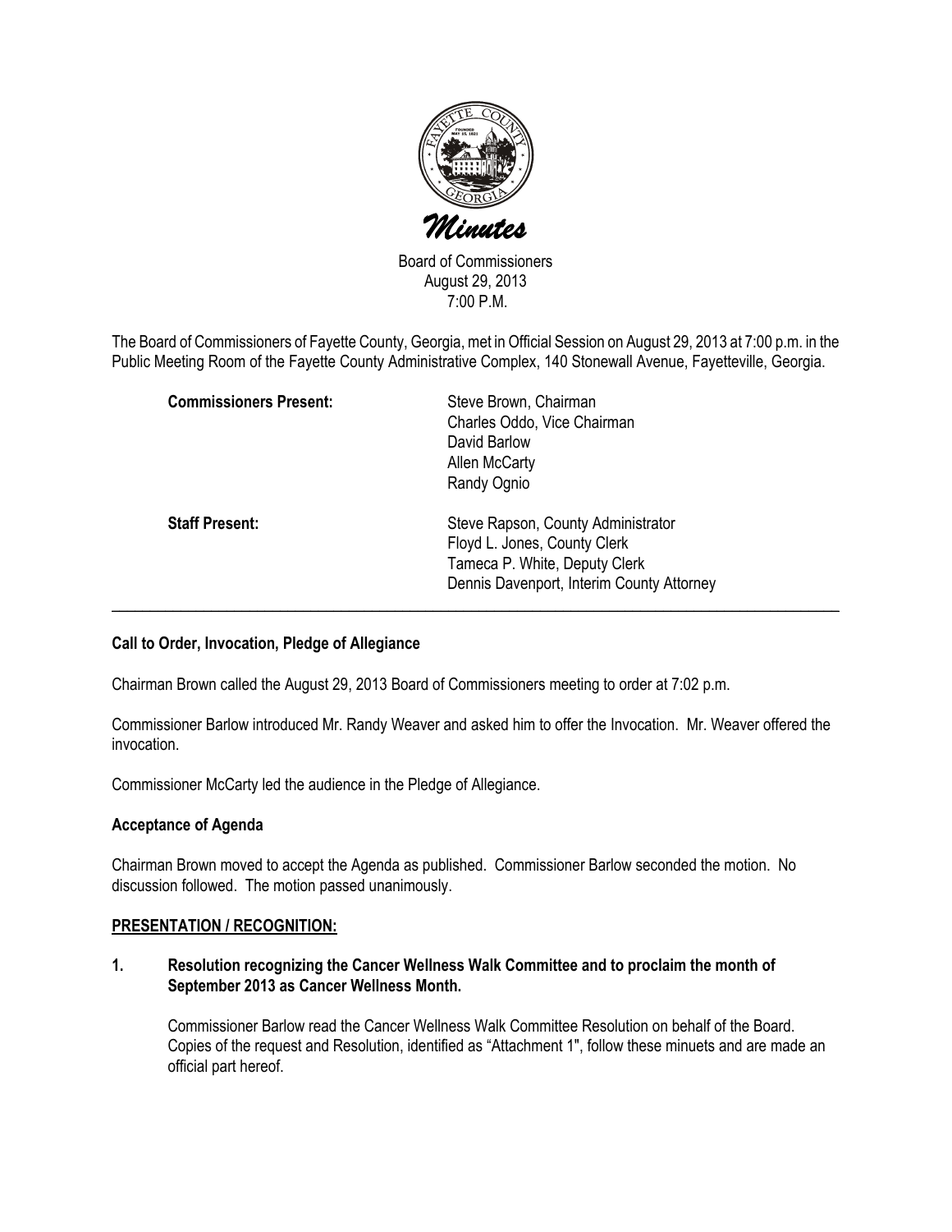# Minutes

Board of Commissioners
August 29, 2013
7:00 P.M.

The Board of Commissioners of Fayette County, Georgia, met in Official Session on August 29, 2013 at 7:00 p.m. in the Public Meeting Room of the Fayette County Administrative Complex, 140 Stonewall Avenue, Fayetteville, Georgia.

**Commissioners Present:**
Steve Brown, Chairman
Charles Oddo, Vice Chairman
David Barlow
Allen McCarty
Randy Ognio

**Staff Present:**
Steve Rapson, County Administrator
Floyd L. Jones, County Clerk
Tameca P. White, Deputy Clerk
Dennis Davenport, Interim County Attorney

---

**Call to Order, Invocation, Pledge of Allegiance**

Chairman Brown called the August 29, 2013 Board of Commissioners meeting to order at 7:02 p.m.

Commissioner Barlow introduced Mr. Randy Weaver and asked him to offer the Invocation. Mr. Weaver offered the invocation.

Commissioner McCarty led the audience in the Pledge of Allegiance.

**Acceptance of Agenda**

Chairman Brown moved to accept the Agenda as published. Commissioner Barlow seconded the motion. No discussion followed. The motion passed unanimously.

**PRESENTATION / RECOGNITION:**

**1. Resolution recognizing the Cancer Wellness Walk Committee and to proclaim the month of September 2013 as Cancer Wellness Month.**

Commissioner Barlow read the Cancer Wellness Walk Committee Resolution on behalf of the Board. Copies of the request and Resolution, identified as "Attachment 1", follow these minuets and are made an official part hereof.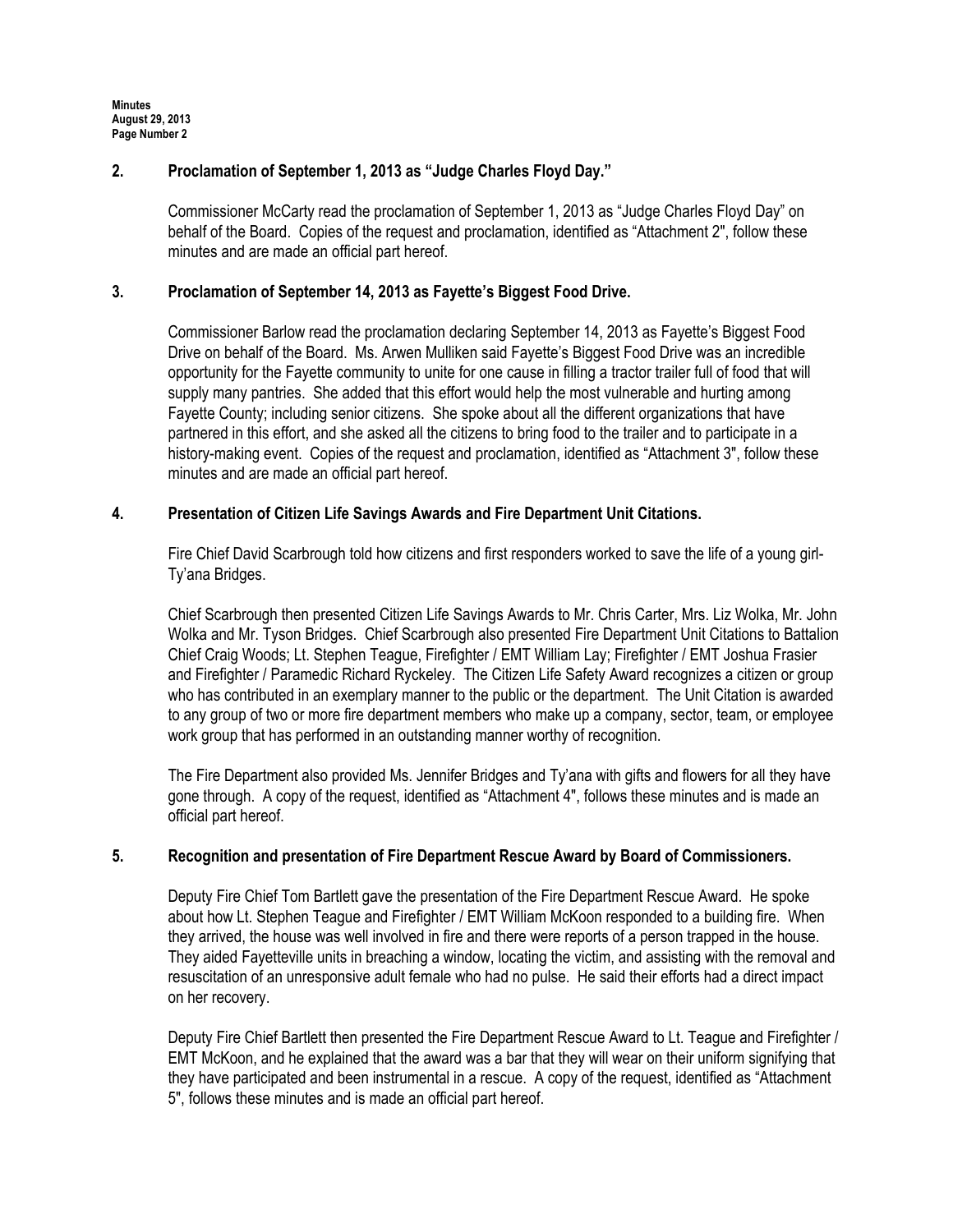## 2. Proclamation of September 1, 2013 as "Judge Charles Floyd Day."

Commissioner McCarty read the proclamation of September 1, 2013 as "Judge Charles Floyd Day" on behalf of the Board. Copies of the request and proclamation, identified as "Attachment 2", follow these minutes and are made an official part hereof.

## 3. Proclamation of September 14, 2013 as Fayette's Biggest Food Drive.

Commissioner Barlow read the proclamation declaring September 14, 2013 as Fayette's Biggest Food Drive on behalf of the Board. Ms. Arwen Mulliken said Fayette's Biggest Food Drive was an incredible opportunity for the Fayette community to unite for one cause in filling a tractor trailer full of food that will supply many pantries. She added that this effort would help the most vulnerable and hurting among Fayette County; including senior citizens. She spoke about all the different organizations that have partnered in this effort, and she asked all the citizens to bring food to the trailer and to participate in a history-making event. Copies of the request and proclamation, identified as "Attachment 3", follow these minutes and are made an official part hereof.

## 4. Presentation of Citizen Life Savings Awards and Fire Department Unit Citations.

Fire Chief David Scarbrough told how citizens and first responders worked to save the life of a young girl- Ty'ana Bridges.

Chief Scarbrough then presented Citizen Life Savings Awards to Mr. Chris Carter, Mrs. Liz Wolka, Mr. John Wolka and Mr. Tyson Bridges. Chief Scarbrough also presented Fire Department Unit Citations to Battalion Chief Craig Woods; Lt. Stephen Teague, Firefighter / EMT William Lay; Firefighter / EMT Joshua Frasier and Firefighter / Paramedic Richard Ryckeley. The Citizen Life Safety Award recognizes a citizen or group who has contributed in an exemplary manner to the public or the department. The Unit Citation is awarded to any group of two or more fire department members who make up a company, sector, team, or employee work group that has performed in an outstanding manner worthy of recognition.

The Fire Department also provided Ms. Jennifer Bridges and Ty'ana with gifts and flowers for all they have gone through. A copy of the request, identified as "Attachment 4", follows these minutes and is made an official part hereof.

## 5. Recognition and presentation of Fire Department Rescue Award by Board of Commissioners.

Deputy Fire Chief Tom Bartlett gave the presentation of the Fire Department Rescue Award. He spoke about how Lt. Stephen Teague and Firefighter / EMT William McKoon responded to a building fire. When they arrived, the house was well involved in fire and there were reports of a person trapped in the house. They aided Fayetteville units in breaching a window, locating the victim, and assisting with the removal and resuscitation of an unresponsive adult female who had no pulse. He said their efforts had a direct impact on her recovery.

Deputy Fire Chief Bartlett then presented the Fire Department Rescue Award to Lt. Teague and Firefighter / EMT McKoon, and he explained that the award was a bar that they will wear on their uniform signifying that they have participated and been instrumental in a rescue. A copy of the request, identified as "Attachment 5", follows these minutes and is made an official part hereof.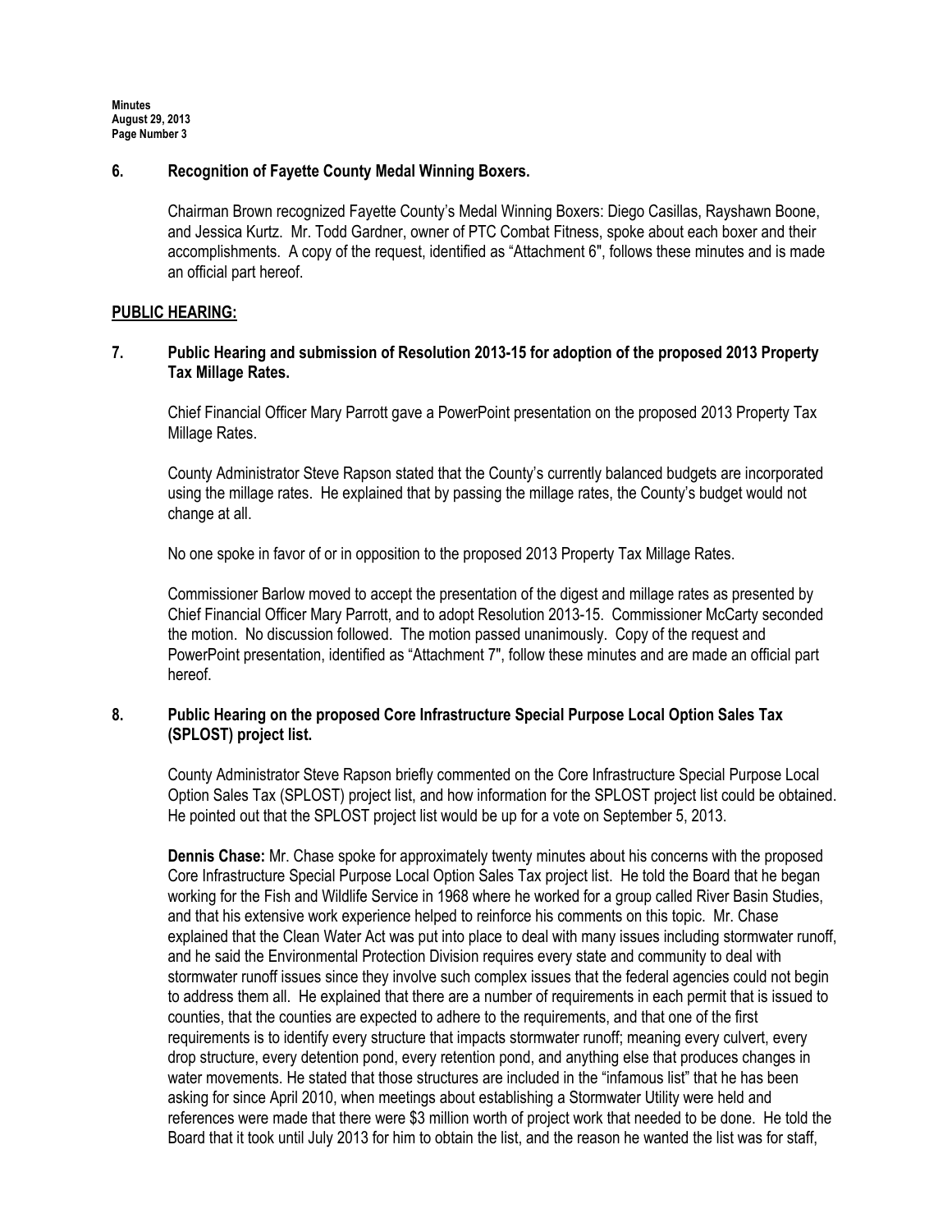## 6. Recognition of Fayette County Medal Winning Boxers.

Chairman Brown recognized Fayette County's Medal Winning Boxers: Diego Casillas, Rayshawn Boone, and Jessica Kurtz. Mr. Todd Gardner, owner of PTC Combat Fitness, spoke about each boxer and their accomplishments. A copy of the request, identified as "Attachment 6", follows these minutes and is made an official part hereof.

## PUBLIC HEARING:

## 7. Public Hearing and submission of Resolution 2013-15 for adoption of the proposed 2013 Property Tax Millage Rates.

Chief Financial Officer Mary Parrott gave a PowerPoint presentation on the proposed 2013 Property Tax Millage Rates.

County Administrator Steve Rapson stated that the County's currently balanced budgets are incorporated using the millage rates. He explained that by passing the millage rates, the County's budget would not change at all.

No one spoke in favor of or in opposition to the proposed 2013 Property Tax Millage Rates.

Commissioner Barlow moved to accept the presentation of the digest and millage rates as presented by Chief Financial Officer Mary Parrott, and to adopt Resolution 2013-15. Commissioner McCarty seconded the motion. No discussion followed. The motion passed unanimously. Copy of the request and PowerPoint presentation, identified as "Attachment 7", follow these minutes and are made an official part hereof.

## 8. Public Hearing on the proposed Core Infrastructure Special Purpose Local Option Sales Tax (SPLOST) project list.

County Administrator Steve Rapson briefly commented on the Core Infrastructure Special Purpose Local Option Sales Tax (SPLOST) project list, and how information for the SPLOST project list could be obtained. He pointed out that the SPLOST project list would be up for a vote on September 5, 2013.

**Dennis Chase:** Mr. Chase spoke for approximately twenty minutes about his concerns with the proposed Core Infrastructure Special Purpose Local Option Sales Tax project list. He told the Board that he began working for the Fish and Wildlife Service in 1968 where he worked for a group called River Basin Studies, and that his extensive work experience helped to reinforce his comments on this topic. Mr. Chase explained that the Clean Water Act was put into place to deal with many issues including stormwater runoff, and he said the Environmental Protection Division requires every state and community to deal with stormwater runoff issues since they involve such complex issues that the federal agencies could not begin to address them all. He explained that there are a number of requirements in each permit that is issued to counties, that the counties are expected to adhere to the requirements, and that one of the first requirements is to identify every structure that impacts stormwater runoff; meaning every culvert, every drop structure, every detention pond, every retention pond, and anything else that produces changes in water movements. He stated that those structures are included in the "infamous list" that he has been asking for since April 2010, when meetings about establishing a Stormwater Utility were held and references were made that there were $3 million worth of project work that needed to be done. He told the Board that it took until July 2013 for him to obtain the list, and the reason he wanted the list was for staff,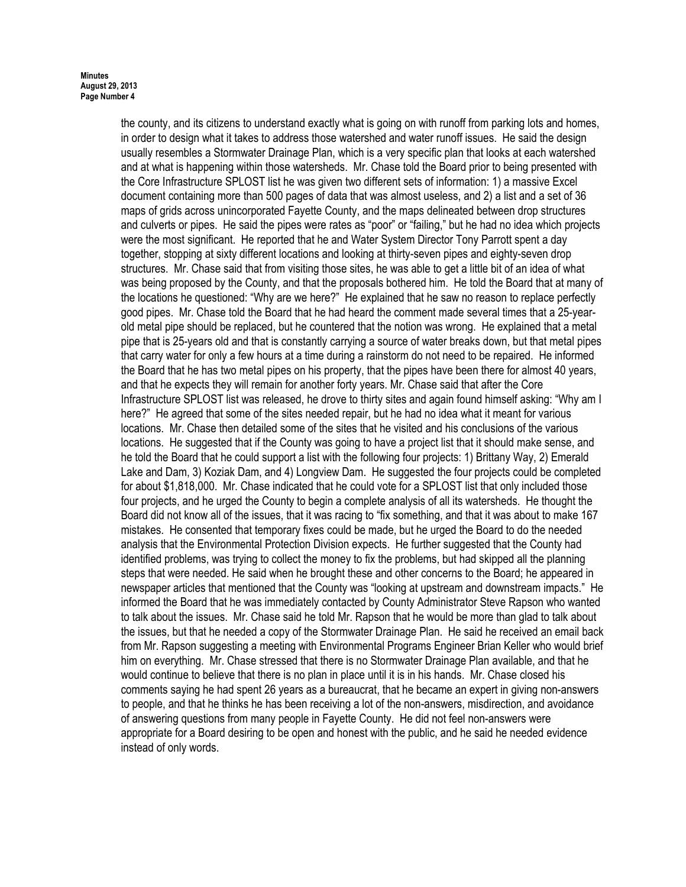the county, and its citizens to understand exactly what is going on with runoff from parking lots and homes, in order to design what it takes to address those watershed and water runoff issues. He said the design usually resembles a Stormwater Drainage Plan, which is a very specific plan that looks at each watershed and at what is happening within those watersheds. Mr. Chase told the Board prior to being presented with the Core Infrastructure SPLOST list he was given two different sets of information: 1) a massive Excel document containing more than 500 pages of data that was almost useless, and 2) a list and a set of 36 maps of grids across unincorporated Fayette County, and the maps delineated between drop structures and culverts or pipes. He said the pipes were rates as "poor" or "failing," but he had no idea which projects were the most significant. He reported that he and Water System Director Tony Parrott spent a day together, stopping at sixty different locations and looking at thirty-seven pipes and eighty-seven drop structures. Mr. Chase said that from visiting those sites, he was able to get a little bit of an idea of what was being proposed by the County, and that the proposals bothered him. He told the Board that at many of the locations he questioned: "Why are we here?" He explained that he saw no reason to replace perfectly good pipes. Mr. Chase told the Board that he had heard the comment made several times that a 25-year-old metal pipe should be replaced, but he countered that the notion was wrong. He explained that a metal pipe that is 25-years old and that is constantly carrying a source of water breaks down, but that metal pipes that carry water for only a few hours at a time during a rainstorm do not need to be repaired. He informed the Board that he has two metal pipes on his property, that the pipes have been there for almost 40 years, and that he expects they will remain for another forty years. Mr. Chase said that after the Core Infrastructure SPLOST list was released, he drove to thirty sites and again found himself asking: "Why am I here?" He agreed that some of the sites needed repair, but he had no idea what it meant for various locations. Mr. Chase then detailed some of the sites that he visited and his conclusions of the various locations. He suggested that if the County was going to have a project list that it should make sense, and he told the Board that he could support a list with the following four projects: 1) Brittany Way, 2) Emerald Lake and Dam, 3) Koziak Dam, and 4) Longview Dam. He suggested the four projects could be completed for about $1,818,000. Mr. Chase indicated that he could vote for a SPLOST list that only included those four projects, and he urged the County to begin a complete analysis of all its watersheds. He thought the Board did not know all of the issues, that it was racing to "fix something, and that it was about to make 167 mistakes. He consented that temporary fixes could be made, but he urged the Board to do the needed analysis that the Environmental Protection Division expects. He further suggested that the County had identified problems, was trying to collect the money to fix the problems, but had skipped all the planning steps that were needed. He said when he brought these and other concerns to the Board; he appeared in newspaper articles that mentioned that the County was "looking at upstream and downstream impacts." He informed the Board that he was immediately contacted by County Administrator Steve Rapson who wanted to talk about the issues. Mr. Chase said he told Mr. Rapson that he would be more than glad to talk about the issues, but that he needed a copy of the Stormwater Drainage Plan. He said he received an email back from Mr. Rapson suggesting a meeting with Environmental Programs Engineer Brian Keller who would brief him on everything. Mr. Chase stressed that there is no Stormwater Drainage Plan available, and that he would continue to believe that there is no plan in place until it is in his hands. Mr. Chase closed his comments saying he had spent 26 years as a bureaucrat, that he became an expert in giving non-answers to people, and that he thinks he has been receiving a lot of the non-answers, misdirection, and avoidance of answering questions from many people in Fayette County. He did not feel non-answers were appropriate for a Board desiring to be open and honest with the public, and he said he needed evidence instead of only words.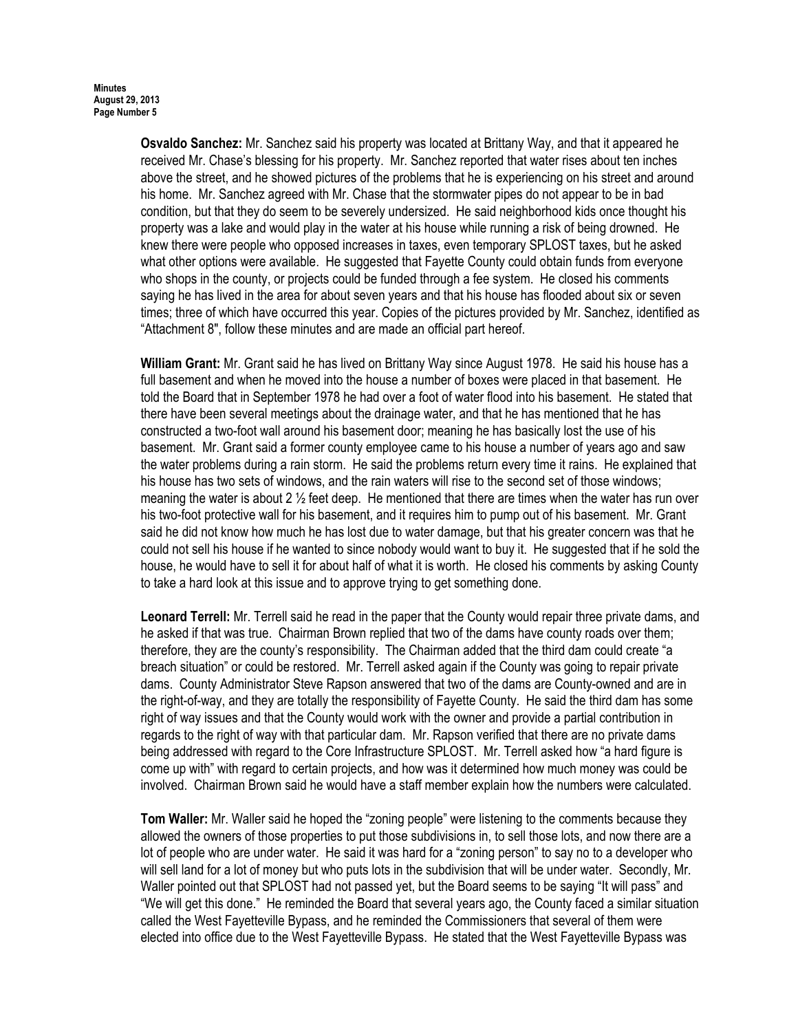**Osvaldo Sanchez:** Mr. Sanchez said his property was located at Brittany Way, and that it appeared he received Mr. Chase's blessing for his property. Mr. Sanchez reported that water rises about ten inches above the street, and he showed pictures of the problems that he is experiencing on his street and around his home. Mr. Sanchez agreed with Mr. Chase that the stormwater pipes do not appear to be in bad condition, but that they do seem to be severely undersized. He said neighborhood kids once thought his property was a lake and would play in the water at his house while running a risk of being drowned. He knew there were people who opposed increases in taxes, even temporary SPLOST taxes, but he asked what other options were available. He suggested that Fayette County could obtain funds from everyone who shops in the county, or projects could be funded through a fee system. He closed his comments saying he has lived in the area for about seven years and that his house has flooded about six or seven times; three of which have occurred this year. Copies of the pictures provided by Mr. Sanchez, identified as "Attachment 8", follow these minutes and are made an official part hereof.

**William Grant:** Mr. Grant said he has lived on Brittany Way since August 1978. He said his house has a full basement and when he moved into the house a number of boxes were placed in that basement. He told the Board that in September 1978 he had over a foot of water flood into his basement. He stated that there have been several meetings about the drainage water, and that he has mentioned that he has constructed a two-foot wall around his basement door; meaning he has basically lost the use of his basement. Mr. Grant said a former county employee came to his house a number of years ago and saw the water problems during a rain storm. He said the problems return every time it rains. He explained that his house has two sets of windows, and the rain waters will rise to the second set of those windows; meaning the water is about 2 ½ feet deep. He mentioned that there are times when the water has run over his two-foot protective wall for his basement, and it requires him to pump out of his basement. Mr. Grant said he did not know how much he has lost due to water damage, but that his greater concern was that he could not sell his house if he wanted to since nobody would want to buy it. He suggested that if he sold the house, he would have to sell it for about half of what it is worth. He closed his comments by asking County to take a hard look at this issue and to approve trying to get something done.

**Leonard Terrell:** Mr. Terrell said he read in the paper that the County would repair three private dams, and he asked if that was true. Chairman Brown replied that two of the dams have county roads over them; therefore, they are the county's responsibility. The Chairman added that the third dam could create "a breach situation" or could be restored. Mr. Terrell asked again if the County was going to repair private dams. County Administrator Steve Rapson answered that two of the dams are County-owned and are in the right-of-way, and they are totally the responsibility of Fayette County. He said the third dam has some right of way issues and that the County would work with the owner and provide a partial contribution in regards to the right of way with that particular dam. Mr. Rapson verified that there are no private dams being addressed with regard to the Core Infrastructure SPLOST. Mr. Terrell asked how "a hard figure is come up with" with regard to certain projects, and how was it determined how much money was could be involved. Chairman Brown said he would have a staff member explain how the numbers were calculated.

**Tom Waller:** Mr. Waller said he hoped the "zoning people" were listening to the comments because they allowed the owners of those properties to put those subdivisions in, to sell those lots, and now there are a lot of people who are under water. He said it was hard for a "zoning person" to say no to a developer who will sell land for a lot of money but who puts lots in the subdivision that will be under water. Secondly, Mr. Waller pointed out that SPLOST had not passed yet, but the Board seems to be saying "It will pass" and "We will get this done." He reminded the Board that several years ago, the County faced a similar situation called the West Fayetteville Bypass, and he reminded the Commissioners that several of them were elected into office due to the West Fayetteville Bypass. He stated that the West Fayetteville Bypass was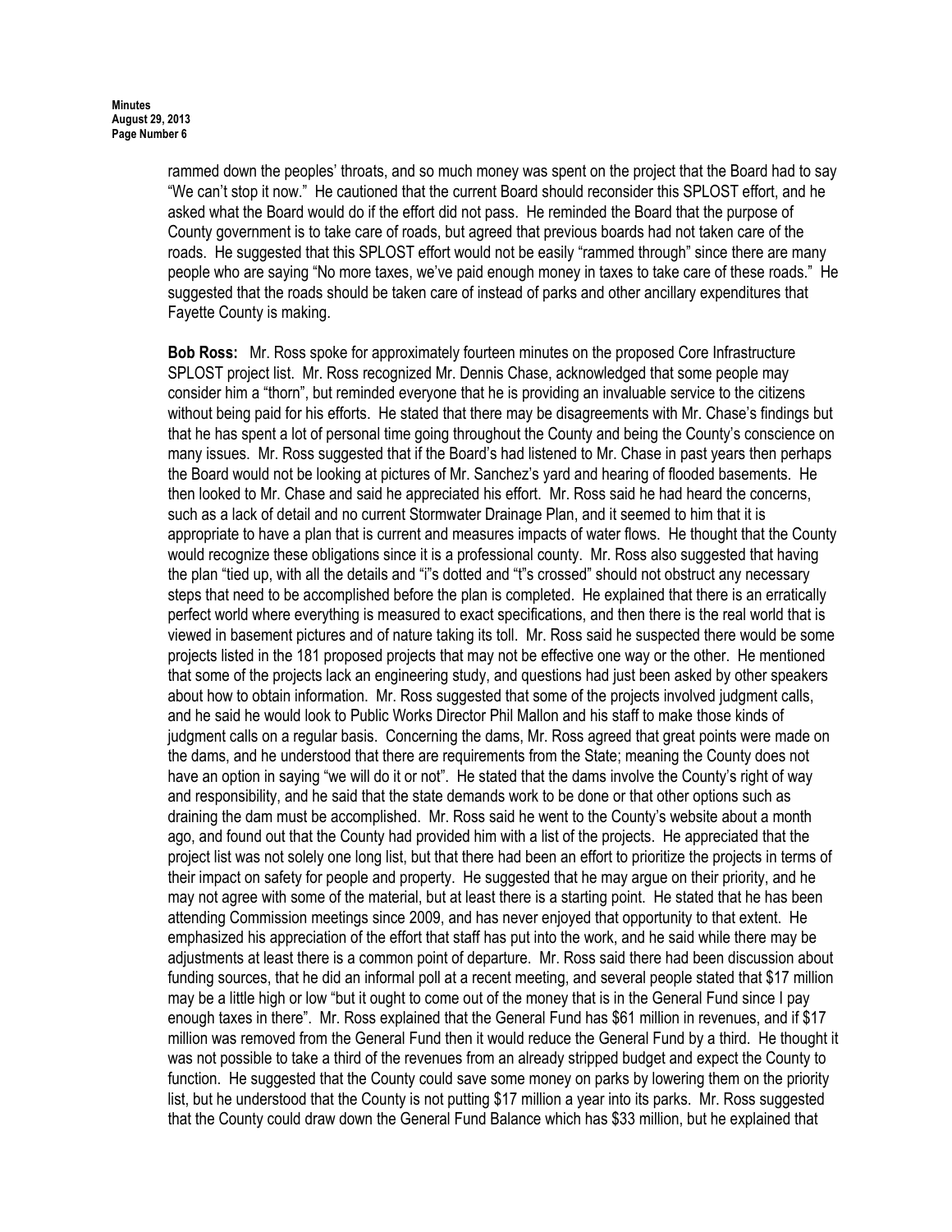rammed down the peoples' throats, and so much money was spent on the project that the Board had to say "We can't stop it now." He cautioned that the current Board should reconsider this SPLOST effort, and he asked what the Board would do if the effort did not pass. He reminded the Board that the purpose of County government is to take care of roads, but agreed that previous boards had not taken care of the roads. He suggested that this SPLOST effort would not be easily "rammed through" since there are many people who are saying "No more taxes, we've paid enough money in taxes to take care of these roads." He suggested that the roads should be taken care of instead of parks and other ancillary expenditures that Fayette County is making.

**Bob Ross:** Mr. Ross spoke for approximately fourteen minutes on the proposed Core Infrastructure SPLOST project list. Mr. Ross recognized Mr. Dennis Chase, acknowledged that some people may consider him a "thorn", but reminded everyone that he is providing an invaluable service to the citizens without being paid for his efforts. He stated that there may be disagreements with Mr. Chase's findings but that he has spent a lot of personal time going throughout the County and being the County's conscience on many issues. Mr. Ross suggested that if the Board's had listened to Mr. Chase in past years then perhaps the Board would not be looking at pictures of Mr. Sanchez's yard and hearing of flooded basements. He then looked to Mr. Chase and said he appreciated his effort. Mr. Ross said he had heard the concerns, such as a lack of detail and no current Stormwater Drainage Plan, and it seemed to him that it is appropriate to have a plan that is current and measures impacts of water flows. He thought that the County would recognize these obligations since it is a professional county. Mr. Ross also suggested that having the plan "tied up, with all the details and "i"s dotted and "t"s crossed" should not obstruct any necessary steps that need to be accomplished before the plan is completed. He explained that there is an erratically perfect world where everything is measured to exact specifications, and then there is the real world that is viewed in basement pictures and of nature taking its toll. Mr. Ross said he suspected there would be some projects listed in the 181 proposed projects that may not be effective one way or the other. He mentioned that some of the projects lack an engineering study, and questions had just been asked by other speakers about how to obtain information. Mr. Ross suggested that some of the projects involved judgment calls, and he said he would look to Public Works Director Phil Mallon and his staff to make those kinds of judgment calls on a regular basis. Concerning the dams, Mr. Ross agreed that great points were made on the dams, and he understood that there are requirements from the State; meaning the County does not have an option in saying "we will do it or not". He stated that the dams involve the County's right of way and responsibility, and he said that the state demands work to be done or that other options such as draining the dam must be accomplished. Mr. Ross said he went to the County's website about a month ago, and found out that the County had provided him with a list of the projects. He appreciated that the project list was not solely one long list, but that there had been an effort to prioritize the projects in terms of their impact on safety for people and property. He suggested that he may argue on their priority, and he may not agree with some of the material, but at least there is a starting point. He stated that he has been attending Commission meetings since 2009, and has never enjoyed that opportunity to that extent. He emphasized his appreciation of the effort that staff has put into the work, and he said while there may be adjustments at least there is a common point of departure. Mr. Ross said there had been discussion about funding sources, that he did an informal poll at a recent meeting, and several people stated that $17 million may be a little high or low "but it ought to come out of the money that is in the General Fund since I pay enough taxes in there". Mr. Ross explained that the General Fund has $61 million in revenues, and if $17 million was removed from the General Fund then it would reduce the General Fund by a third. He thought it was not possible to take a third of the revenues from an already stripped budget and expect the County to function. He suggested that the County could save some money on parks by lowering them on the priority list, but he understood that the County is not putting $17 million a year into its parks. Mr. Ross suggested that the County could draw down the General Fund Balance which has $33 million, but he explained that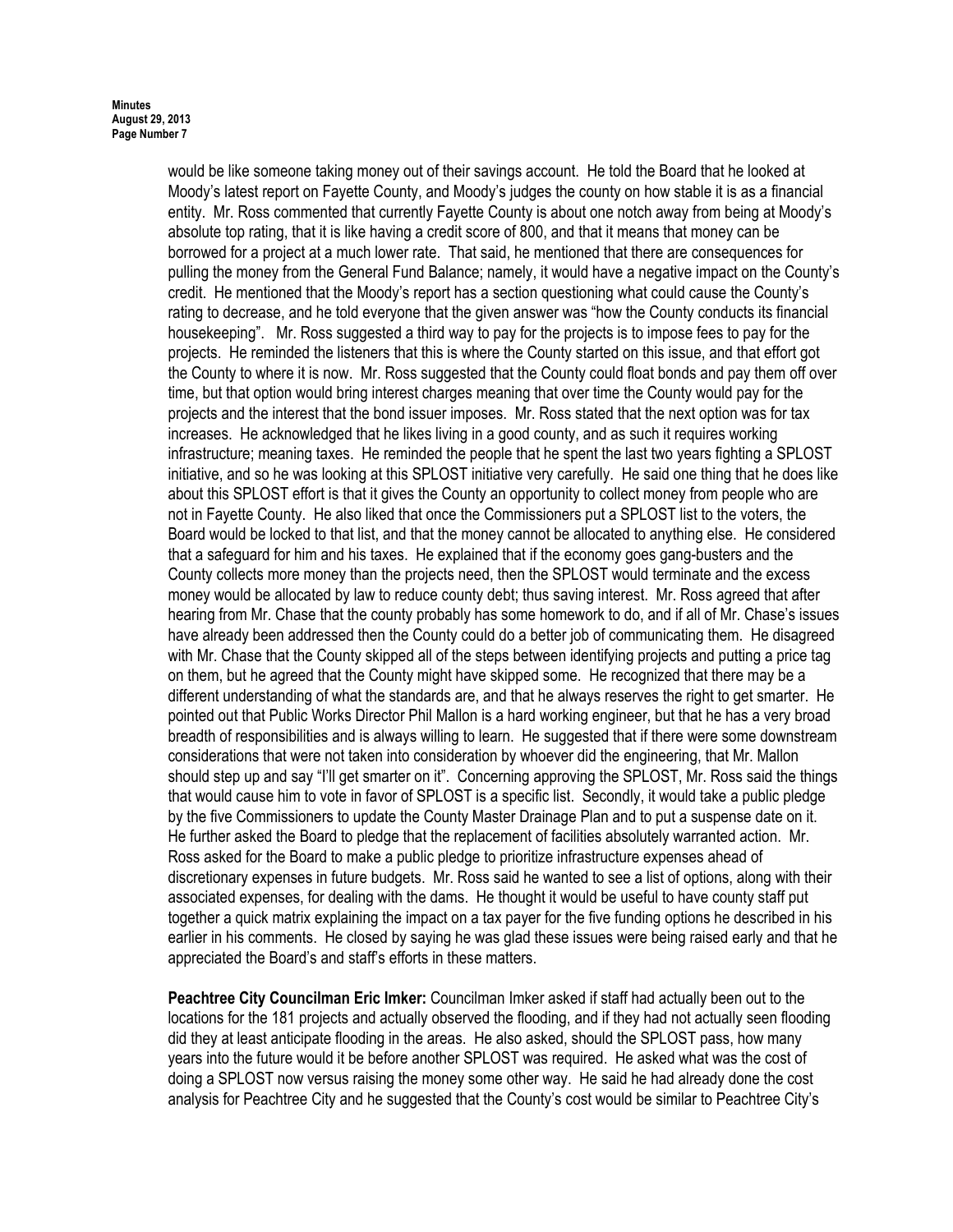would be like someone taking money out of their savings account. He told the Board that he looked at Moody's latest report on Fayette County, and Moody's judges the county on how stable it is as a financial entity. Mr. Ross commented that currently Fayette County is about one notch away from being at Moody's absolute top rating, that it is like having a credit score of 800, and that it means that money can be borrowed for a project at a much lower rate. That said, he mentioned that there are consequences for pulling the money from the General Fund Balance; namely, it would have a negative impact on the County's credit. He mentioned that the Moody's report has a section questioning what could cause the County's rating to decrease, and he told everyone that the given answer was "how the County conducts its financial housekeeping". Mr. Ross suggested a third way to pay for the projects is to impose fees to pay for the projects. He reminded the listeners that this is where the County started on this issue, and that effort got the County to where it is now. Mr. Ross suggested that the County could float bonds and pay them off over time, but that option would bring interest charges meaning that over time the County would pay for the projects and the interest that the bond issuer imposes. Mr. Ross stated that the next option was for tax increases. He acknowledged that he likes living in a good county, and as such it requires working infrastructure; meaning taxes. He reminded the people that he spent the last two years fighting a SPLOST initiative, and so he was looking at this SPLOST initiative very carefully. He said one thing that he does like about this SPLOST effort is that it gives the County an opportunity to collect money from people who are not in Fayette County. He also liked that once the Commissioners put a SPLOST list to the voters, the Board would be locked to that list, and that the money cannot be allocated to anything else. He considered that a safeguard for him and his taxes. He explained that if the economy goes gang-busters and the County collects more money than the projects need, then the SPLOST would terminate and the excess money would be allocated by law to reduce county debt; thus saving interest. Mr. Ross agreed that after hearing from Mr. Chase that the county probably has some homework to do, and if all of Mr. Chase's issues have already been addressed then the County could do a better job of communicating them. He disagreed with Mr. Chase that the County skipped all of the steps between identifying projects and putting a price tag on them, but he agreed that the County might have skipped some. He recognized that there may be a different understanding of what the standards are, and that he always reserves the right to get smarter. He pointed out that Public Works Director Phil Mallon is a hard working engineer, but that he has a very broad breadth of responsibilities and is always willing to learn. He suggested that if there were some downstream considerations that were not taken into consideration by whoever did the engineering, that Mr. Mallon should step up and say "I'll get smarter on it". Concerning approving the SPLOST, Mr. Ross said the things that would cause him to vote in favor of SPLOST is a specific list. Secondly, it would take a public pledge by the five Commissioners to update the County Master Drainage Plan and to put a suspense date on it. He further asked the Board to pledge that the replacement of facilities absolutely warranted action. Mr. Ross asked for the Board to make a public pledge to prioritize infrastructure expenses ahead of discretionary expenses in future budgets. Mr. Ross said he wanted to see a list of options, along with their associated expenses, for dealing with the dams. He thought it would be useful to have county staff put together a quick matrix explaining the impact on a tax payer for the five funding options he described in his earlier in his comments. He closed by saying he was glad these issues were being raised early and that he appreciated the Board's and staff's efforts in these matters.

**Peachtree City Councilman Eric Imker:** Councilman Imker asked if staff had actually been out to the locations for the 181 projects and actually observed the flooding, and if they had not actually seen flooding did they at least anticipate flooding in the areas. He also asked, should the SPLOST pass, how many years into the future would it be before another SPLOST was required. He asked what was the cost of doing a SPLOST now versus raising the money some other way. He said he had already done the cost analysis for Peachtree City and he suggested that the County's cost would be similar to Peachtree City's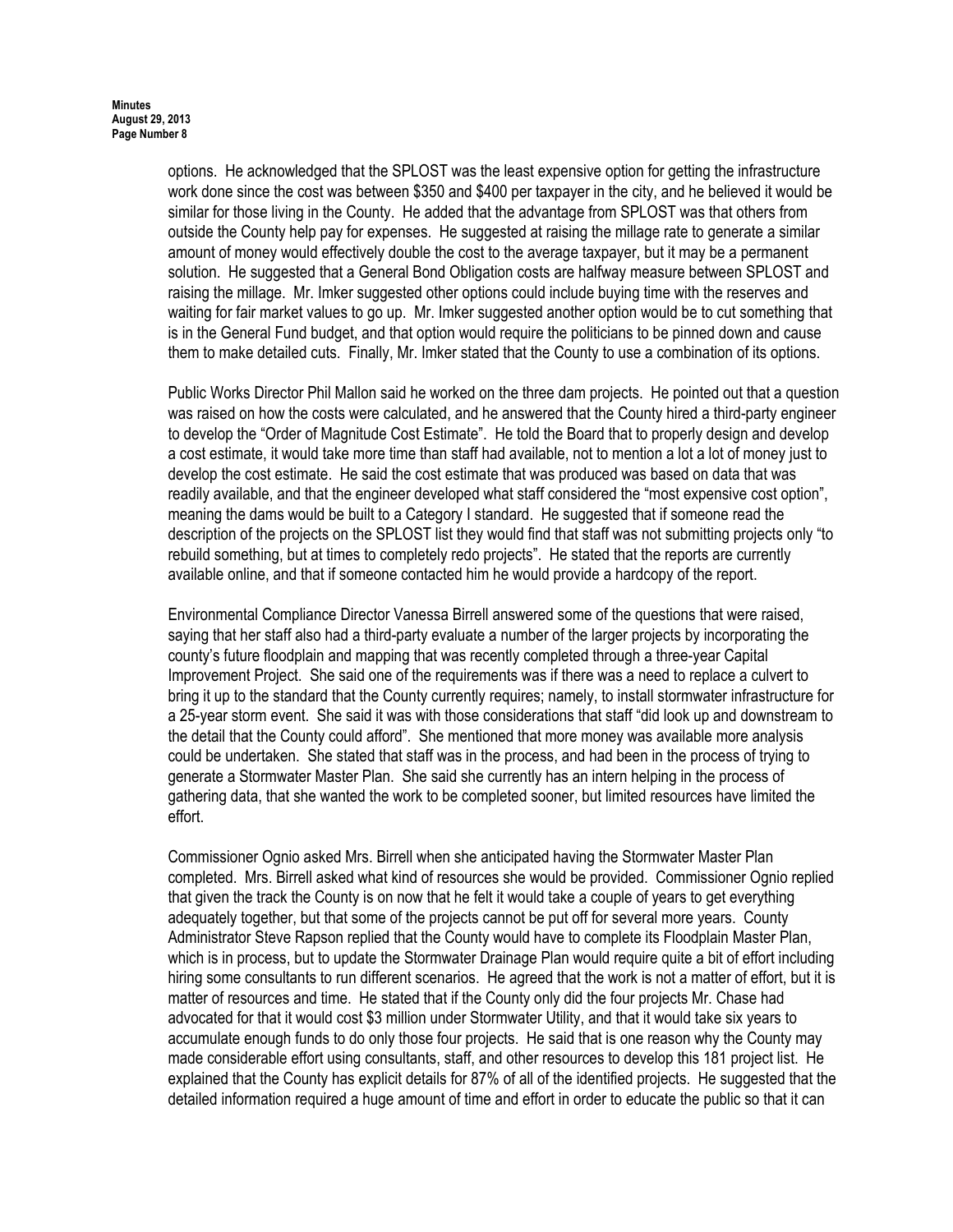options. He acknowledged that the SPLOST was the least expensive option for getting the infrastructure work done since the cost was between $350 and $400 per taxpayer in the city, and he believed it would be similar for those living in the County. He added that the advantage from SPLOST was that others from outside the County help pay for expenses. He suggested at raising the millage rate to generate a similar amount of money would effectively double the cost to the average taxpayer, but it may be a permanent solution. He suggested that a General Bond Obligation costs are halfway measure between SPLOST and raising the millage. Mr. Imker suggested other options could include buying time with the reserves and waiting for fair market values to go up. Mr. Imker suggested another option would be to cut something that is in the General Fund budget, and that option would require the politicians to be pinned down and cause them to make detailed cuts. Finally, Mr. Imker stated that the County to use a combination of its options.

Public Works Director Phil Mallon said he worked on the three dam projects. He pointed out that a question was raised on how the costs were calculated, and he answered that the County hired a third-party engineer to develop the "Order of Magnitude Cost Estimate". He told the Board that to properly design and develop a cost estimate, it would take more time than staff had available, not to mention a lot a lot of money just to develop the cost estimate. He said the cost estimate that was produced was based on data that was readily available, and that the engineer developed what staff considered the "most expensive cost option", meaning the dams would be built to a Category I standard. He suggested that if someone read the description of the projects on the SPLOST list they would find that staff was not submitting projects only "to rebuild something, but at times to completely redo projects". He stated that the reports are currently available online, and that if someone contacted him he would provide a hardcopy of the report.

Environmental Compliance Director Vanessa Birrell answered some of the questions that were raised, saying that her staff also had a third-party evaluate a number of the larger projects by incorporating the county's future floodplain and mapping that was recently completed through a three-year Capital Improvement Project. She said one of the requirements was if there was a need to replace a culvert to bring it up to the standard that the County currently requires; namely, to install stormwater infrastructure for a 25-year storm event. She said it was with those considerations that staff "did look up and downstream to the detail that the County could afford". She mentioned that more money was available more analysis could be undertaken. She stated that staff was in the process, and had been in the process of trying to generate a Stormwater Master Plan. She said she currently has an intern helping in the process of gathering data, that she wanted the work to be completed sooner, but limited resources have limited the effort.

Commissioner Ognio asked Mrs. Birrell when she anticipated having the Stormwater Master Plan completed. Mrs. Birrell asked what kind of resources she would be provided. Commissioner Ognio replied that given the track the County is on now that he felt it would take a couple of years to get everything adequately together, but that some of the projects cannot be put off for several more years. County Administrator Steve Rapson replied that the County would have to complete its Floodplain Master Plan, which is in process, but to update the Stormwater Drainage Plan would require quite a bit of effort including hiring some consultants to run different scenarios. He agreed that the work is not a matter of effort, but it is matter of resources and time. He stated that if the County only did the four projects Mr. Chase had advocated for that it would cost $3 million under Stormwater Utility, and that it would take six years to accumulate enough funds to do only those four projects. He said that is one reason why the County may made considerable effort using consultants, staff, and other resources to develop this 181 project list. He explained that the County has explicit details for 87% of all of the identified projects. He suggested that the detailed information required a huge amount of time and effort in order to educate the public so that it can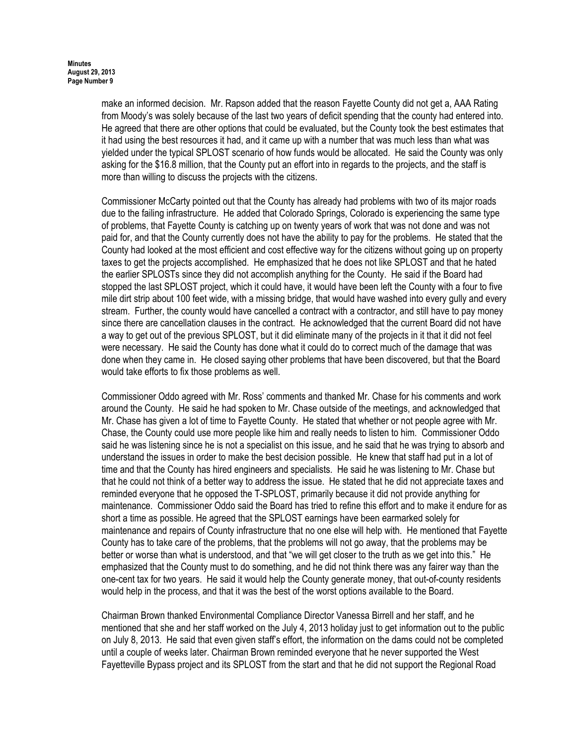make an informed decision. Mr. Rapson added that the reason Fayette County did not get a, AAA Rating from Moody's was solely because of the last two years of deficit spending that the county had entered into. He agreed that there are other options that could be evaluated, but the County took the best estimates that it had using the best resources it had, and it came up with a number that was much less than what was yielded under the typical SPLOST scenario of how funds would be allocated. He said the County was only asking for the $16.8 million, that the County put an effort into in regards to the projects, and the staff is more than willing to discuss the projects with the citizens.

Commissioner McCarty pointed out that the County has already had problems with two of its major roads due to the failing infrastructure. He added that Colorado Springs, Colorado is experiencing the same type of problems, that Fayette County is catching up on twenty years of work that was not done and was not paid for, and that the County currently does not have the ability to pay for the problems. He stated that the County had looked at the most efficient and cost effective way for the citizens without going up on property taxes to get the projects accomplished. He emphasized that he does not like SPLOST and that he hated the earlier SPLOSTs since they did not accomplish anything for the County. He said if the Board had stopped the last SPLOST project, which it could have, it would have been left the County with a four to five mile dirt strip about 100 feet wide, with a missing bridge, that would have washed into every gully and every stream. Further, the county would have cancelled a contract with a contractor, and still have to pay money since there are cancellation clauses in the contract. He acknowledged that the current Board did not have a way to get out of the previous SPLOST, but it did eliminate many of the projects in it that it did not feel were necessary. He said the County has done what it could do to correct much of the damage that was done when they came in. He closed saying other problems that have been discovered, but that the Board would take efforts to fix those problems as well.

Commissioner Oddo agreed with Mr. Ross' comments and thanked Mr. Chase for his comments and work around the County. He said he had spoken to Mr. Chase outside of the meetings, and acknowledged that Mr. Chase has given a lot of time to Fayette County. He stated that whether or not people agree with Mr. Chase, the County could use more people like him and really needs to listen to him. Commissioner Oddo said he was listening since he is not a specialist on this issue, and he said that he was trying to absorb and understand the issues in order to make the best decision possible. He knew that staff had put in a lot of time and that the County has hired engineers and specialists. He said he was listening to Mr. Chase but that he could not think of a better way to address the issue. He stated that he did not appreciate taxes and reminded everyone that he opposed the T-SPLOST, primarily because it did not provide anything for maintenance. Commissioner Oddo said the Board has tried to refine this effort and to make it endure for as short a time as possible. He agreed that the SPLOST earnings have been earmarked solely for maintenance and repairs of County infrastructure that no one else will help with. He mentioned that Fayette County has to take care of the problems, that the problems will not go away, that the problems may be better or worse than what is understood, and that "we will get closer to the truth as we get into this." He emphasized that the County must to do something, and he did not think there was any fairer way than the one-cent tax for two years. He said it would help the County generate money, that out-of-county residents would help in the process, and that it was the best of the worst options available to the Board.

Chairman Brown thanked Environmental Compliance Director Vanessa Birrell and her staff, and he mentioned that she and her staff worked on the July 4, 2013 holiday just to get information out to the public on July 8, 2013. He said that even given staff's effort, the information on the dams could not be completed until a couple of weeks later. Chairman Brown reminded everyone that he never supported the West Fayetteville Bypass project and its SPLOST from the start and that he did not support the Regional Road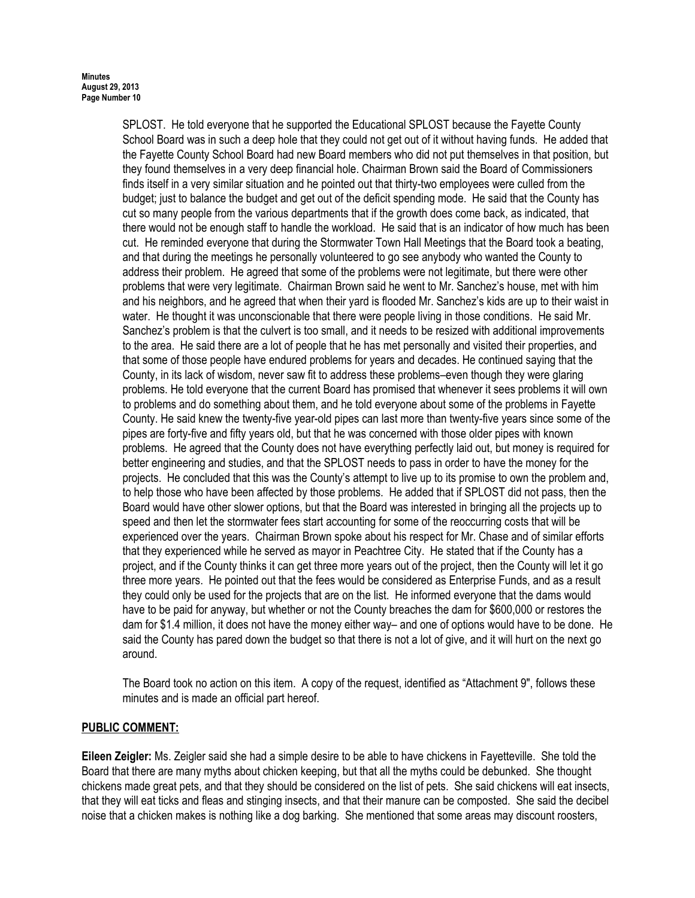SPLOST. He told everyone that he supported the Educational SPLOST because the Fayette County School Board was in such a deep hole that they could not get out of it without having funds. He added that the Fayette County School Board had new Board members who did not put themselves in that position, but they found themselves in a very deep financial hole. Chairman Brown said the Board of Commissioners finds itself in a very similar situation and he pointed out that thirty-two employees were culled from the budget; just to balance the budget and get out of the deficit spending mode. He said that the County has cut so many people from the various departments that if the growth does come back, as indicated, that there would not be enough staff to handle the workload. He said that is an indicator of how much has been cut. He reminded everyone that during the Stormwater Town Hall Meetings that the Board took a beating, and that during the meetings he personally volunteered to go see anybody who wanted the County to address their problem. He agreed that some of the problems were not legitimate, but there were other problems that were very legitimate. Chairman Brown said he went to Mr. Sanchez's house, met with him and his neighbors, and he agreed that when their yard is flooded Mr. Sanchez's kids are up to their waist in water. He thought it was unconscionable that there were people living in those conditions. He said Mr. Sanchez's problem is that the culvert is too small, and it needs to be resized with additional improvements to the area. He said there are a lot of people that he has met personally and visited their properties, and that some of those people have endured problems for years and decades. He continued saying that the County, in its lack of wisdom, never saw fit to address these problems–even though they were glaring problems. He told everyone that the current Board has promised that whenever it sees problems it will own to problems and do something about them, and he told everyone about some of the problems in Fayette County. He said knew the twenty-five year-old pipes can last more than twenty-five years since some of the pipes are forty-five and fifty years old, but that he was concerned with those older pipes with known problems. He agreed that the County does not have everything perfectly laid out, but money is required for better engineering and studies, and that the SPLOST needs to pass in order to have the money for the projects. He concluded that this was the County's attempt to live up to its promise to own the problem and, to help those who have been affected by those problems. He added that if SPLOST did not pass, then the Board would have other slower options, but that the Board was interested in bringing all the projects up to speed and then let the stormwater fees start accounting for some of the reoccurring costs that will be experienced over the years. Chairman Brown spoke about his respect for Mr. Chase and of similar efforts that they experienced while he served as mayor in Peachtree City. He stated that if the County has a project, and if the County thinks it can get three more years out of the project, then the County will let it go three more years. He pointed out that the fees would be considered as Enterprise Funds, and as a result they could only be used for the projects that are on the list. He informed everyone that the dams would have to be paid for anyway, but whether or not the County breaches the dam for $600,000 or restores the dam for $1.4 million, it does not have the money either way– and one of options would have to be done. He said the County has pared down the budget so that there is not a lot of give, and it will hurt on the next go around.

The Board took no action on this item. A copy of the request, identified as "Attachment 9", follows these minutes and is made an official part hereof.

## PUBLIC COMMENT:

**Eileen Zeigler:** Ms. Zeigler said she had a simple desire to be able to have chickens in Fayetteville. She told the Board that there are many myths about chicken keeping, but that all the myths could be debunked. She thought chickens made great pets, and that they should be considered on the list of pets. She said chickens will eat insects, that they will eat ticks and fleas and stinging insects, and that their manure can be composted. She said the decibel noise that a chicken makes is nothing like a dog barking. She mentioned that some areas may discount roosters,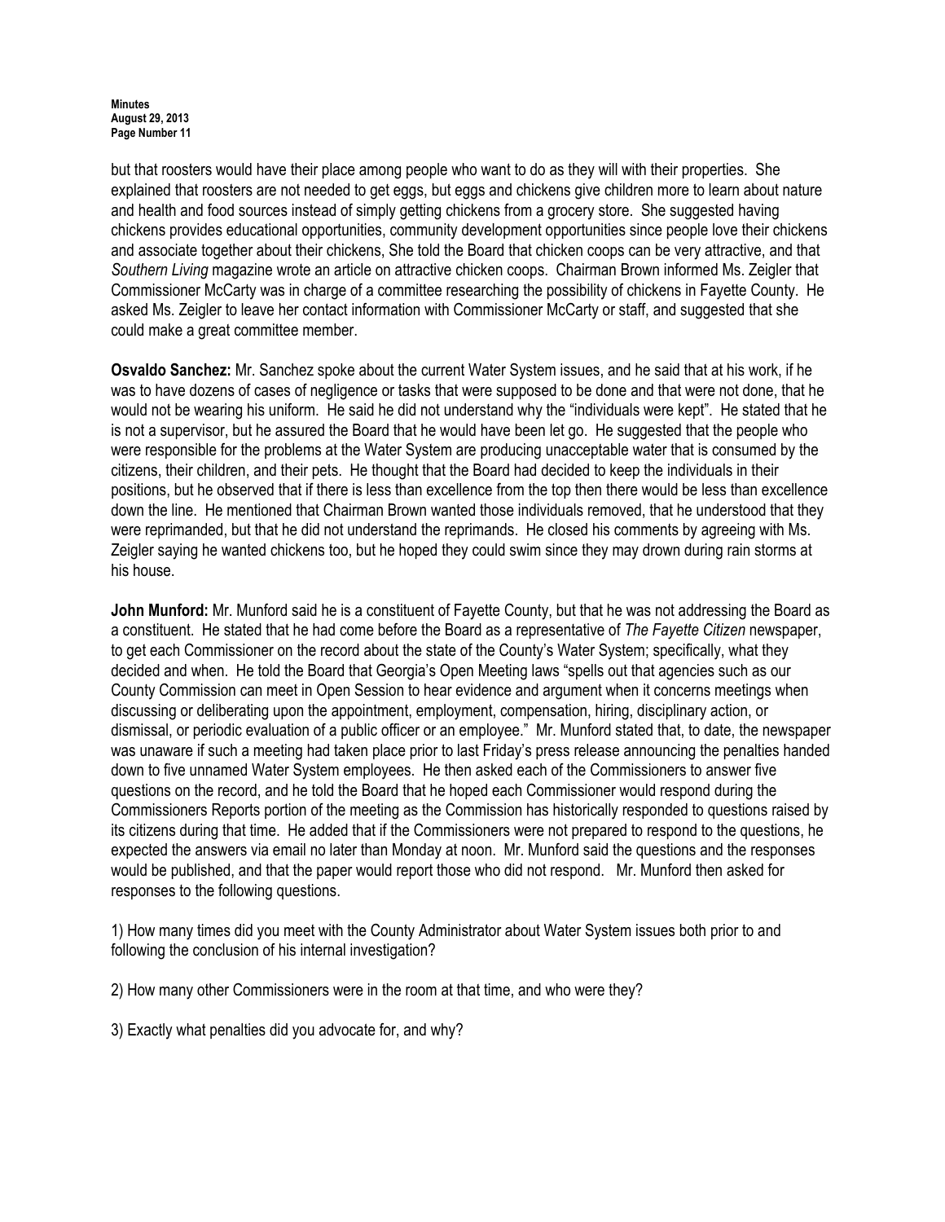but that roosters would have their place among people who want to do as they will with their properties. She explained that roosters are not needed to get eggs, but eggs and chickens give children more to learn about nature and health and food sources instead of simply getting chickens from a grocery store. She suggested having chickens provides educational opportunities, community development opportunities since people love their chickens and associate together about their chickens, She told the Board that chicken coops can be very attractive, and that *Southern Living* magazine wrote an article on attractive chicken coops. Chairman Brown informed Ms. Zeigler that Commissioner McCarty was in charge of a committee researching the possibility of chickens in Fayette County. He asked Ms. Zeigler to leave her contact information with Commissioner McCarty or staff, and suggested that she could make a great committee member.

**Osvaldo Sanchez:** Mr. Sanchez spoke about the current Water System issues, and he said that at his work, if he was to have dozens of cases of negligence or tasks that were supposed to be done and that were not done, that he would not be wearing his uniform. He said he did not understand why the "individuals were kept". He stated that he is not a supervisor, but he assured the Board that he would have been let go. He suggested that the people who were responsible for the problems at the Water System are producing unacceptable water that is consumed by the citizens, their children, and their pets. He thought that the Board had decided to keep the individuals in their positions, but he observed that if there is less than excellence from the top then there would be less than excellence down the line. He mentioned that Chairman Brown wanted those individuals removed, that he understood that they were reprimanded, but that he did not understand the reprimands. He closed his comments by agreeing with Ms. Zeigler saying he wanted chickens too, but he hoped they could swim since they may drown during rain storms at his house.

**John Munford:** Mr. Munford said he is a constituent of Fayette County, but that he was not addressing the Board as a constituent. He stated that he had come before the Board as a representative of *The Fayette Citizen* newspaper, to get each Commissioner on the record about the state of the County's Water System; specifically, what they decided and when. He told the Board that Georgia's Open Meeting laws "spells out that agencies such as our County Commission can meet in Open Session to hear evidence and argument when it concerns meetings when discussing or deliberating upon the appointment, employment, compensation, hiring, disciplinary action, or dismissal, or periodic evaluation of a public officer or an employee." Mr. Munford stated that, to date, the newspaper was unaware if such a meeting had taken place prior to last Friday's press release announcing the penalties handed down to five unnamed Water System employees. He then asked each of the Commissioners to answer five questions on the record, and he told the Board that he hoped each Commissioner would respond during the Commissioners Reports portion of the meeting as the Commission has historically responded to questions raised by its citizens during that time. He added that if the Commissioners were not prepared to respond to the questions, he expected the answers via email no later than Monday at noon. Mr. Munford said the questions and the responses would be published, and that the paper would report those who did not respond. Mr. Munford then asked for responses to the following questions.

1) How many times did you meet with the County Administrator about Water System issues both prior to and following the conclusion of his internal investigation?

2) How many other Commissioners were in the room at that time, and who were they?

3) Exactly what penalties did you advocate for, and why?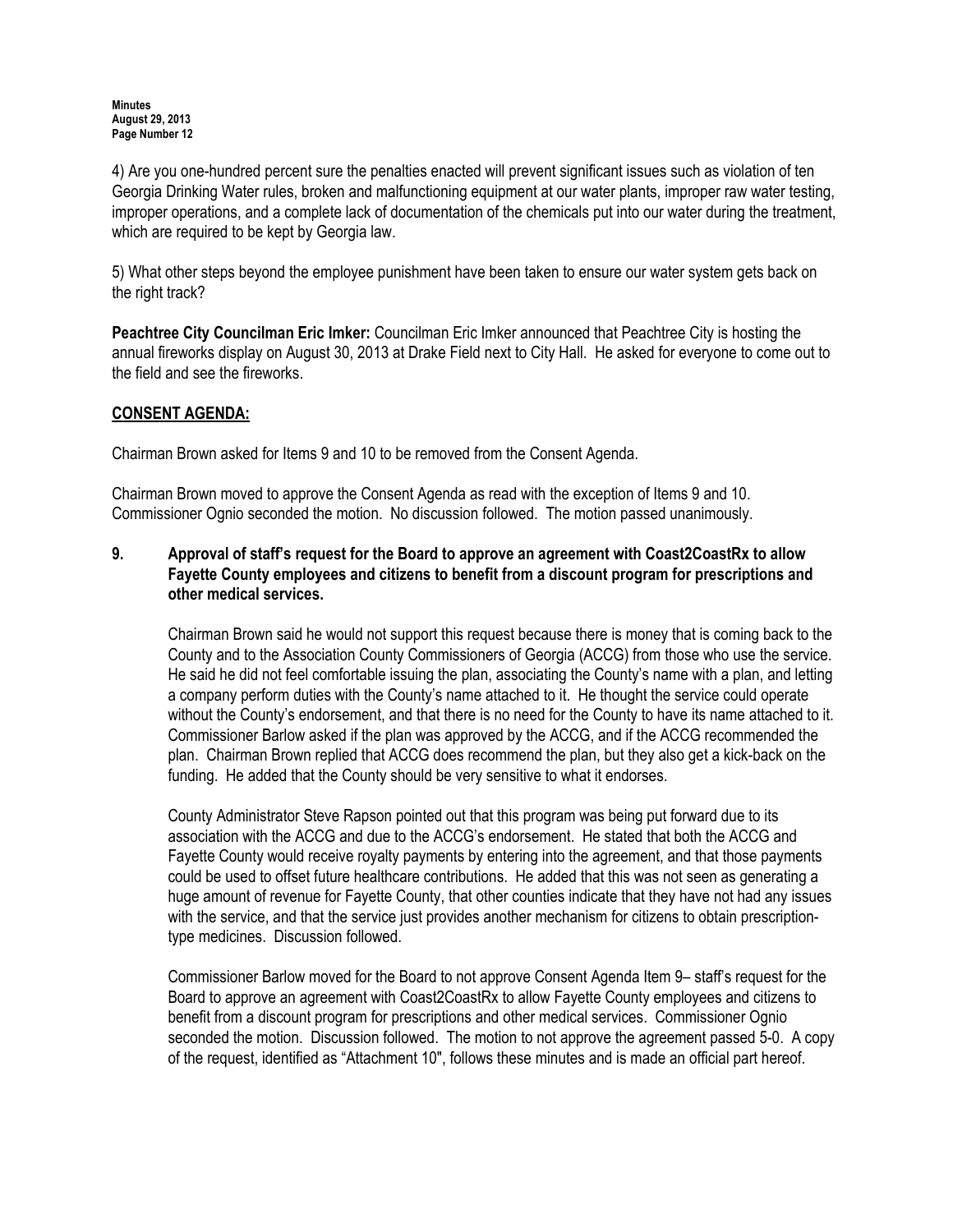4) Are you one-hundred percent sure the penalties enacted will prevent significant issues such as violation of ten Georgia Drinking Water rules, broken and malfunctioning equipment at our water plants, improper raw water testing, improper operations, and a complete lack of documentation of the chemicals put into our water during the treatment, which are required to be kept by Georgia law.

5) What other steps beyond the employee punishment have been taken to ensure our water system gets back on the right track?

**Peachtree City Councilman Eric Imker:** Councilman Eric Imker announced that Peachtree City is hosting the annual fireworks display on August 30, 2013 at Drake Field next to City Hall. He asked for everyone to come out to the field and see the fireworks.

**CONSENT AGENDA:**

Chairman Brown asked for Items 9 and 10 to be removed from the Consent Agenda.

Chairman Brown moved to approve the Consent Agenda as read with the exception of Items 9 and 10. Commissioner Ognio seconded the motion. No discussion followed. The motion passed unanimously.

**9. Approval of staff's request for the Board to approve an agreement with Coast2CoastRx to allow Fayette County employees and citizens to benefit from a discount program for prescriptions and other medical services.**

Chairman Brown said he would not support this request because there is money that is coming back to the County and to the Association County Commissioners of Georgia (ACCG) from those who use the service. He said he did not feel comfortable issuing the plan, associating the County's name with a plan, and letting a company perform duties with the County's name attached to it. He thought the service could operate without the County's endorsement, and that there is no need for the County to have its name attached to it. Commissioner Barlow asked if the plan was approved by the ACCG, and if the ACCG recommended the plan. Chairman Brown replied that ACCG does recommend the plan, but they also get a kick-back on the funding. He added that the County should be very sensitive to what it endorses.

County Administrator Steve Rapson pointed out that this program was being put forward due to its association with the ACCG and due to the ACCG's endorsement. He stated that both the ACCG and Fayette County would receive royalty payments by entering into the agreement, and that those payments could be used to offset future healthcare contributions. He added that this was not seen as generating a huge amount of revenue for Fayette County, that other counties indicate that they have not had any issues with the service, and that the service just provides another mechanism for citizens to obtain prescription-type medicines. Discussion followed.

Commissioner Barlow moved for the Board to not approve Consent Agenda Item 9– staff's request for the Board to approve an agreement with Coast2CoastRx to allow Fayette County employees and citizens to benefit from a discount program for prescriptions and other medical services. Commissioner Ognio seconded the motion. Discussion followed. The motion to not approve the agreement passed 5-0. A copy of the request, identified as "Attachment 10", follows these minutes and is made an official part hereof.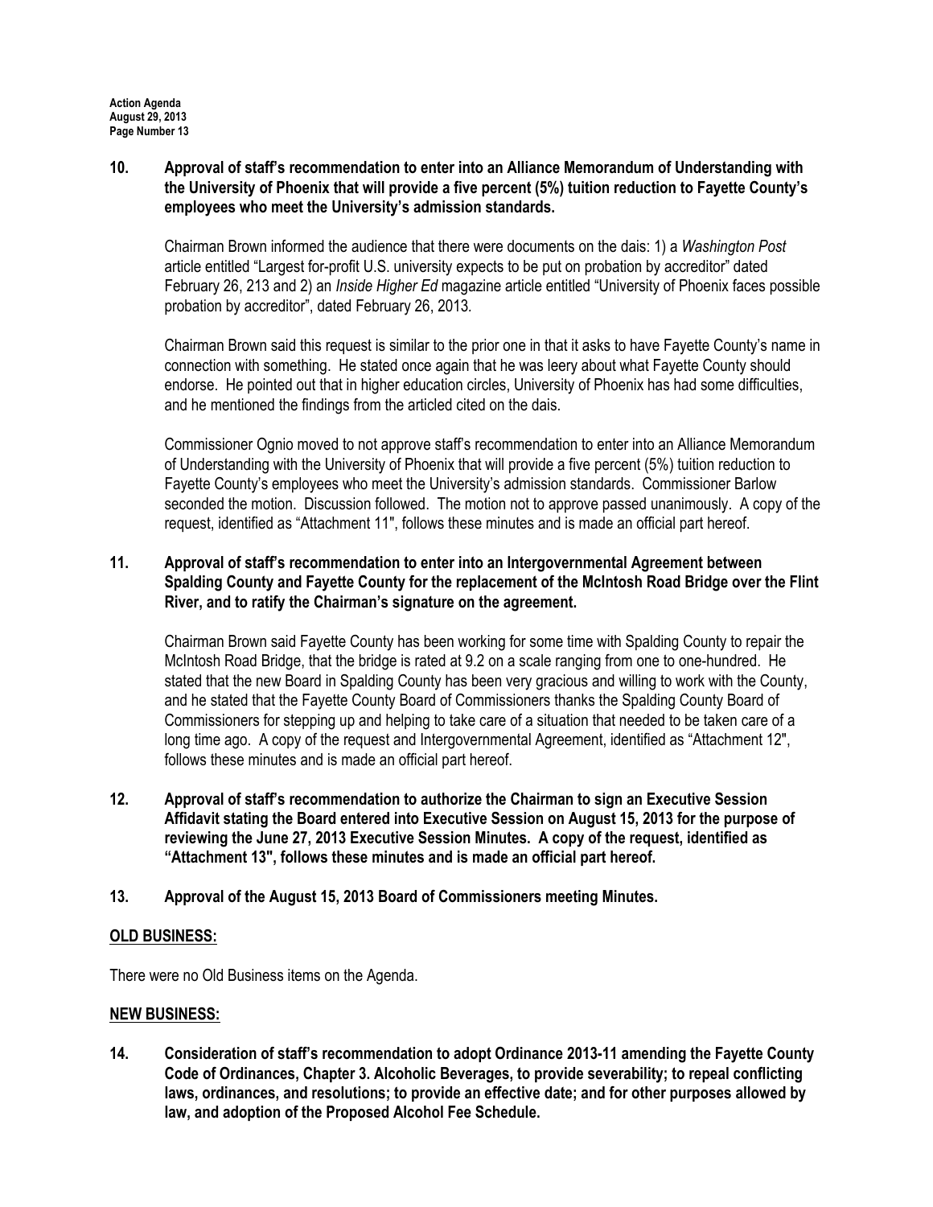**10. Approval of staff's recommendation to enter into an Alliance Memorandum of Understanding with the University of Phoenix that will provide a five percent (5%) tuition reduction to Fayette County's employees who meet the University's admission standards.**

Chairman Brown informed the audience that there were documents on the dais: 1) a *Washington Post* article entitled "Largest for-profit U.S. university expects to be put on probation by accreditor" dated February 26, 213 and 2) an *Inside Higher Ed* magazine article entitled "University of Phoenix faces possible probation by accreditor", dated February 26, 2013.

Chairman Brown said this request is similar to the prior one in that it asks to have Fayette County's name in connection with something. He stated once again that he was leery about what Fayette County should endorse. He pointed out that in higher education circles, University of Phoenix has had some difficulties, and he mentioned the findings from the articled cited on the dais.

Commissioner Ognio moved to not approve staff's recommendation to enter into an Alliance Memorandum of Understanding with the University of Phoenix that will provide a five percent (5%) tuition reduction to Fayette County's employees who meet the University's admission standards. Commissioner Barlow seconded the motion. Discussion followed. The motion not to approve passed unanimously. A copy of the request, identified as "Attachment 11", follows these minutes and is made an official part hereof.

**11. Approval of staff's recommendation to enter into an Intergovernmental Agreement between Spalding County and Fayette County for the replacement of the McIntosh Road Bridge over the Flint River, and to ratify the Chairman's signature on the agreement.**

Chairman Brown said Fayette County has been working for some time with Spalding County to repair the McIntosh Road Bridge, that the bridge is rated at 9.2 on a scale ranging from one to one-hundred. He stated that the new Board in Spalding County has been very gracious and willing to work with the County, and he stated that the Fayette County Board of Commissioners thanks the Spalding County Board of Commissioners for stepping up and helping to take care of a situation that needed to be taken care of a long time ago. A copy of the request and Intergovernmental Agreement, identified as "Attachment 12", follows these minutes and is made an official part hereof.

**12. Approval of staff's recommendation to authorize the Chairman to sign an Executive Session Affidavit stating the Board entered into Executive Session on August 15, 2013 for the purpose of reviewing the June 27, 2013 Executive Session Minutes. A copy of the request, identified as "Attachment 13", follows these minutes and is made an official part hereof.**

**13. Approval of the August 15, 2013 Board of Commissioners meeting Minutes.**

## OLD BUSINESS:

There were no Old Business items on the Agenda.

## NEW BUSINESS:

**14. Consideration of staff's recommendation to adopt Ordinance 2013-11 amending the Fayette County Code of Ordinances, Chapter 3. Alcoholic Beverages, to provide severability; to repeal conflicting laws, ordinances, and resolutions; to provide an effective date; and for other purposes allowed by law, and adoption of the Proposed Alcohol Fee Schedule.**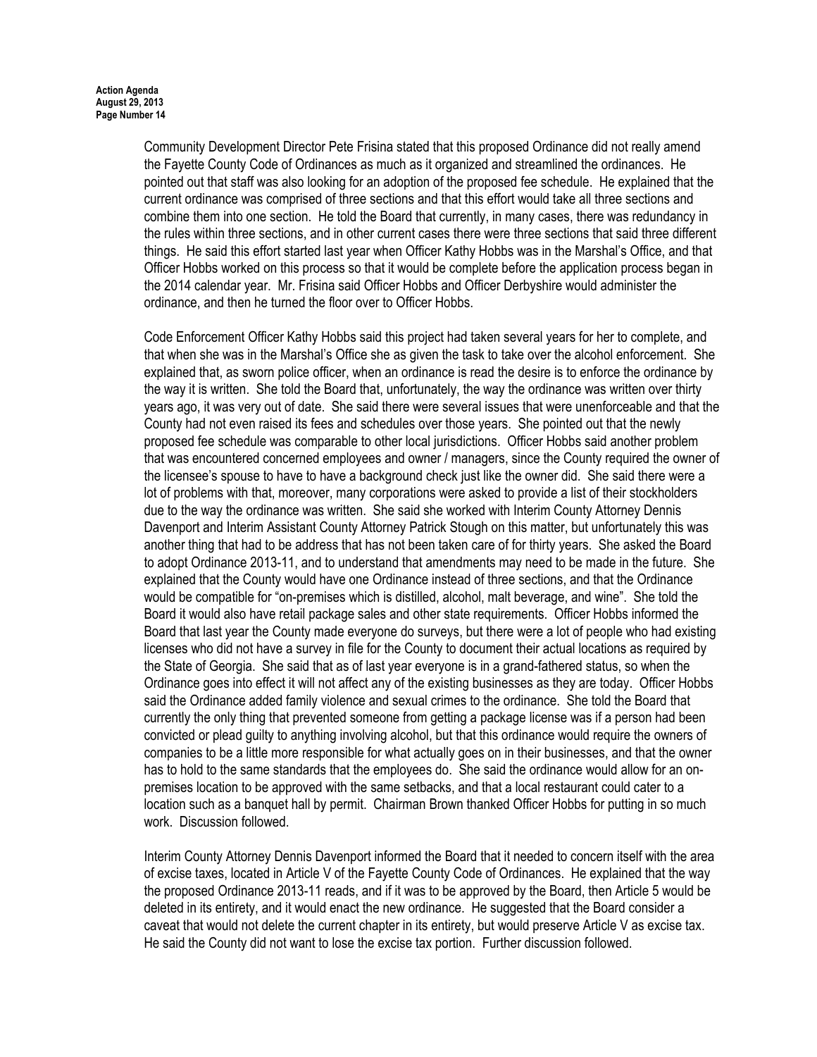Community Development Director Pete Frisina stated that this proposed Ordinance did not really amend the Fayette County Code of Ordinances as much as it organized and streamlined the ordinances. He pointed out that staff was also looking for an adoption of the proposed fee schedule. He explained that the current ordinance was comprised of three sections and that this effort would take all three sections and combine them into one section. He told the Board that currently, in many cases, there was redundancy in the rules within three sections, and in other current cases there were three sections that said three different things. He said this effort started last year when Officer Kathy Hobbs was in the Marshal's Office, and that Officer Hobbs worked on this process so that it would be complete before the application process began in the 2014 calendar year. Mr. Frisina said Officer Hobbs and Officer Derbyshire would administer the ordinance, and then he turned the floor over to Officer Hobbs.

Code Enforcement Officer Kathy Hobbs said this project had taken several years for her to complete, and that when she was in the Marshal's Office she as given the task to take over the alcohol enforcement. She explained that, as sworn police officer, when an ordinance is read the desire is to enforce the ordinance by the way it is written. She told the Board that, unfortunately, the way the ordinance was written over thirty years ago, it was very out of date. She said there were several issues that were unenforceable and that the County had not even raised its fees and schedules over those years. She pointed out that the newly proposed fee schedule was comparable to other local jurisdictions. Officer Hobbs said another problem that was encountered concerned employees and owner / managers, since the County required the owner of the licensee's spouse to have to have a background check just like the owner did. She said there were a lot of problems with that, moreover, many corporations were asked to provide a list of their stockholders due to the way the ordinance was written. She said she worked with Interim County Attorney Dennis Davenport and Interim Assistant County Attorney Patrick Stough on this matter, but unfortunately this was another thing that had to be address that has not been taken care of for thirty years. She asked the Board to adopt Ordinance 2013-11, and to understand that amendments may need to be made in the future. She explained that the County would have one Ordinance instead of three sections, and that the Ordinance would be compatible for "on-premises which is distilled, alcohol, malt beverage, and wine". She told the Board it would also have retail package sales and other state requirements. Officer Hobbs informed the Board that last year the County made everyone do surveys, but there were a lot of people who had existing licenses who did not have a survey in file for the County to document their actual locations as required by the State of Georgia. She said that as of last year everyone is in a grand-fathered status, so when the Ordinance goes into effect it will not affect any of the existing businesses as they are today. Officer Hobbs said the Ordinance added family violence and sexual crimes to the ordinance. She told the Board that currently the only thing that prevented someone from getting a package license was if a person had been convicted or plead guilty to anything involving alcohol, but that this ordinance would require the owners of companies to be a little more responsible for what actually goes on in their businesses, and that the owner has to hold to the same standards that the employees do. She said the ordinance would allow for an on-premises location to be approved with the same setbacks, and that a local restaurant could cater to a location such as a banquet hall by permit. Chairman Brown thanked Officer Hobbs for putting in so much work. Discussion followed.

Interim County Attorney Dennis Davenport informed the Board that it needed to concern itself with the area of excise taxes, located in Article V of the Fayette County Code of Ordinances. He explained that the way the proposed Ordinance 2013-11 reads, and if it was to be approved by the Board, then Article 5 would be deleted in its entirety, and it would enact the new ordinance. He suggested that the Board consider a caveat that would not delete the current chapter in its entirety, but would preserve Article V as excise tax. He said the County did not want to lose the excise tax portion. Further discussion followed.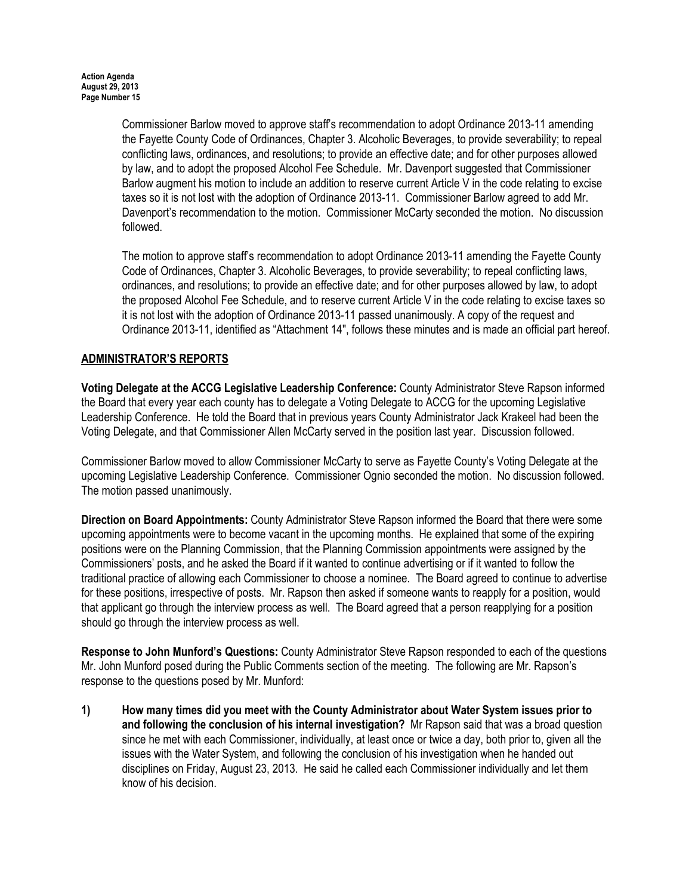Commissioner Barlow moved to approve staff's recommendation to adopt Ordinance 2013-11 amending the Fayette County Code of Ordinances, Chapter 3. Alcoholic Beverages, to provide severability; to repeal conflicting laws, ordinances, and resolutions; to provide an effective date; and for other purposes allowed by law, and to adopt the proposed Alcohol Fee Schedule. Mr. Davenport suggested that Commissioner Barlow augment his motion to include an addition to reserve current Article V in the code relating to excise taxes so it is not lost with the adoption of Ordinance 2013-11. Commissioner Barlow agreed to add Mr. Davenport's recommendation to the motion. Commissioner McCarty seconded the motion. No discussion followed.

The motion to approve staff's recommendation to adopt Ordinance 2013-11 amending the Fayette County Code of Ordinances, Chapter 3. Alcoholic Beverages, to provide severability; to repeal conflicting laws, ordinances, and resolutions; to provide an effective date; and for other purposes allowed by law, to adopt the proposed Alcohol Fee Schedule, and to reserve current Article V in the code relating to excise taxes so it is not lost with the adoption of Ordinance 2013-11 passed unanimously. A copy of the request and Ordinance 2013-11, identified as "Attachment 14", follows these minutes and is made an official part hereof.

## ADMINISTRATOR'S REPORTS

**Voting Delegate at the ACCG Legislative Leadership Conference:** County Administrator Steve Rapson informed the Board that every year each county has to delegate a Voting Delegate to ACCG for the upcoming Legislative Leadership Conference. He told the Board that in previous years County Administrator Jack Krakeel had been the Voting Delegate, and that Commissioner Allen McCarty served in the position last year. Discussion followed.

Commissioner Barlow moved to allow Commissioner McCarty to serve as Fayette County's Voting Delegate at the upcoming Legislative Leadership Conference. Commissioner Ognio seconded the motion. No discussion followed. The motion passed unanimously.

**Direction on Board Appointments:** County Administrator Steve Rapson informed the Board that there were some upcoming appointments were to become vacant in the upcoming months. He explained that some of the expiring positions were on the Planning Commission, that the Planning Commission appointments were assigned by the Commissioners' posts, and he asked the Board if it wanted to continue advertising or if it wanted to follow the traditional practice of allowing each Commissioner to choose a nominee. The Board agreed to continue to advertise for these positions, irrespective of posts. Mr. Rapson then asked if someone wants to reapply for a position, would that applicant go through the interview process as well. The Board agreed that a person reapplying for a position should go through the interview process as well.

**Response to John Munford's Questions:** County Administrator Steve Rapson responded to each of the questions Mr. John Munford posed during the Public Comments section of the meeting. The following are Mr. Rapson's response to the questions posed by Mr. Munford:

1) **How many times did you meet with the County Administrator about Water System issues prior to and following the conclusion of his internal investigation?** Mr Rapson said that was a broad question since he met with each Commissioner, individually, at least once or twice a day, both prior to, given all the issues with the Water System, and following the conclusion of his investigation when he handed out disciplines on Friday, August 23, 2013. He said he called each Commissioner individually and let them know of his decision.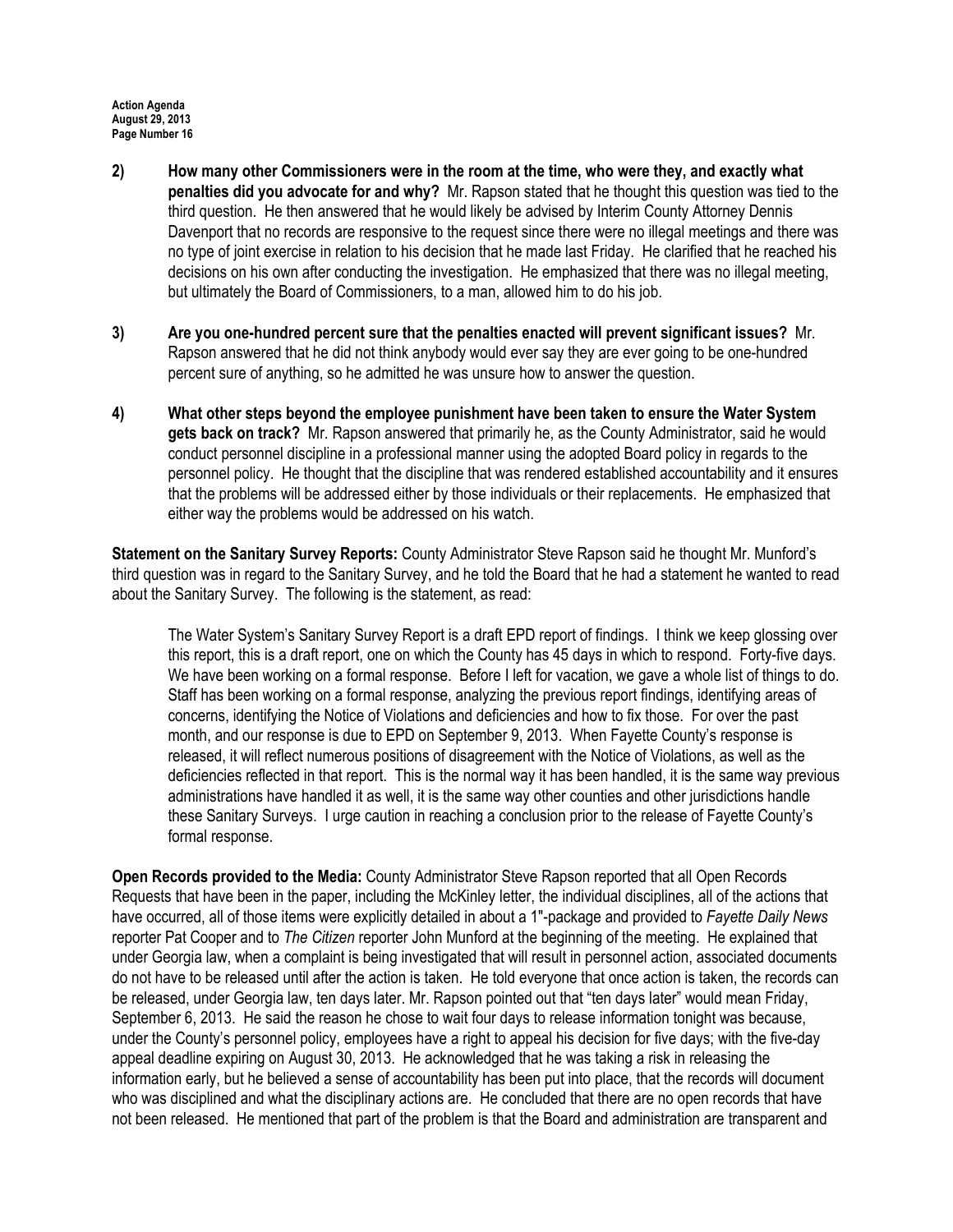**2) How many other Commissioners were in the room at the time, who were they, and exactly what penalties did you advocate for and why?** Mr. Rapson stated that he thought this question was tied to the third question. He then answered that he would likely be advised by Interim County Attorney Dennis Davenport that no records are responsive to the request since there were no illegal meetings and there was no type of joint exercise in relation to his decision that he made last Friday. He clarified that he reached his decisions on his own after conducting the investigation. He emphasized that there was no illegal meeting, but ultimately the Board of Commissioners, to a man, allowed him to do his job.

**3) Are you one-hundred percent sure that the penalties enacted will prevent significant issues?** Mr. Rapson answered that he did not think anybody would ever say they are ever going to be one-hundred percent sure of anything, so he admitted he was unsure how to answer the question.

**4) What other steps beyond the employee punishment have been taken to ensure the Water System gets back on track?** Mr. Rapson answered that primarily he, as the County Administrator, said he would conduct personnel discipline in a professional manner using the adopted Board policy in regards to the personnel policy. He thought that the discipline that was rendered established accountability and it ensures that the problems will be addressed either by those individuals or their replacements. He emphasized that either way the problems would be addressed on his watch.

**Statement on the Sanitary Survey Reports:** County Administrator Steve Rapson said he thought Mr. Munford's third question was in regard to the Sanitary Survey, and he told the Board that he had a statement he wanted to read about the Sanitary Survey. The following is the statement, as read:

> The Water System's Sanitary Survey Report is a draft EPD report of findings. I think we keep glossing over this report, this is a draft report, one on which the County has 45 days in which to respond. Forty-five days. We have been working on a formal response. Before I left for vacation, we gave a whole list of things to do. Staff has been working on a formal response, analyzing the previous report findings, identifying areas of concerns, identifying the Notice of Violations and deficiencies and how to fix those. For over the past month, and our response is due to EPD on September 9, 2013. When Fayette County's response is released, it will reflect numerous positions of disagreement with the Notice of Violations, as well as the deficiencies reflected in that report. This is the normal way it has been handled, it is the same way previous administrations have handled it as well, it is the same way other counties and other jurisdictions handle these Sanitary Surveys. I urge caution in reaching a conclusion prior to the release of Fayette County's formal response.

**Open Records provided to the Media:** County Administrator Steve Rapson reported that all Open Records Requests that have been in the paper, including the McKinley letter, the individual disciplines, all of the actions that have occurred, all of those items were explicitly detailed in about a 1"-package and provided to *Fayette Daily News* reporter Pat Cooper and to *The Citizen* reporter John Munford at the beginning of the meeting. He explained that under Georgia law, when a complaint is being investigated that will result in personnel action, associated documents do not have to be released until after the action is taken. He told everyone that once action is taken, the records can be released, under Georgia law, ten days later. Mr. Rapson pointed out that "ten days later" would mean Friday, September 6, 2013. He said the reason he chose to wait four days to release information tonight was because, under the County's personnel policy, employees have a right to appeal his decision for five days; with the five-day appeal deadline expiring on August 30, 2013. He acknowledged that he was taking a risk in releasing the information early, but he believed a sense of accountability has been put into place, that the records will document who was disciplined and what the disciplinary actions are. He concluded that there are no open records that have not been released. He mentioned that part of the problem is that the Board and administration are transparent and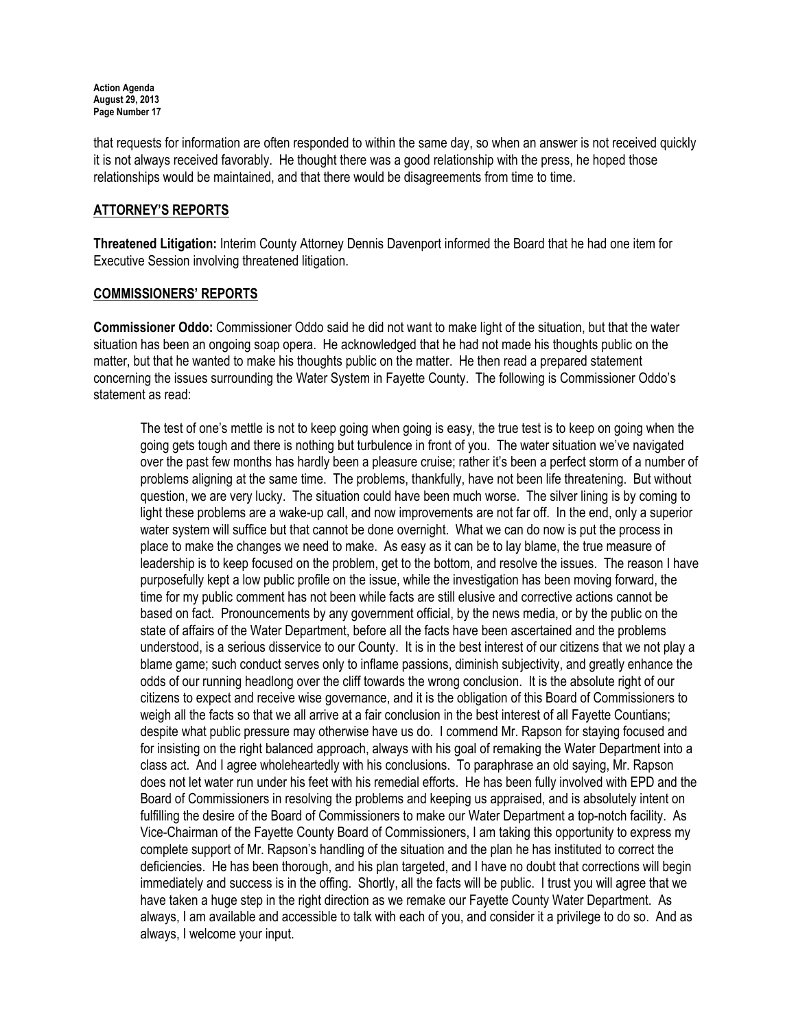that requests for information are often responded to within the same day, so when an answer is not received quickly it is not always received favorably. He thought there was a good relationship with the press, he hoped those relationships would be maintained, and that there would be disagreements from time to time.

## ATTORNEY'S REPORTS

**Threatened Litigation:** Interim County Attorney Dennis Davenport informed the Board that he had one item for Executive Session involving threatened litigation.

## COMMISSIONERS' REPORTS

**Commissioner Oddo:** Commissioner Oddo said he did not want to make light of the situation, but that the water situation has been an ongoing soap opera. He acknowledged that he had not made his thoughts public on the matter, but that he wanted to make his thoughts public on the matter. He then read a prepared statement concerning the issues surrounding the Water System in Fayette County. The following is Commissioner Oddo's statement as read:

> The test of one's mettle is not to keep going when going is easy, the true test is to keep on going when the going gets tough and there is nothing but turbulence in front of you. The water situation we've navigated over the past few months has hardly been a pleasure cruise; rather it's been a perfect storm of a number of problems aligning at the same time. The problems, thankfully, have not been life threatening. But without question, we are very lucky. The situation could have been much worse. The silver lining is by coming to light these problems are a wake-up call, and now improvements are not far off. In the end, only a superior water system will suffice but that cannot be done overnight. What we can do now is put the process in place to make the changes we need to make. As easy as it can be to lay blame, the true measure of leadership is to keep focused on the problem, get to the bottom, and resolve the issues. The reason I have purposefully kept a low public profile on the issue, while the investigation has been moving forward, the time for my public comment has not been while facts are still elusive and corrective actions cannot be based on fact. Pronouncements by any government official, by the news media, or by the public on the state of affairs of the Water Department, before all the facts have been ascertained and the problems understood, is a serious disservice to our County. It is in the best interest of our citizens that we not play a blame game; such conduct serves only to inflame passions, diminish subjectivity, and greatly enhance the odds of our running headlong over the cliff towards the wrong conclusion. It is the absolute right of our citizens to expect and receive wise governance, and it is the obligation of this Board of Commissioners to weigh all the facts so that we all arrive at a fair conclusion in the best interest of all Fayette Countians; despite what public pressure may otherwise have us do. I commend Mr. Rapson for staying focused and for insisting on the right balanced approach, always with his goal of remaking the Water Department into a class act. And I agree wholeheartedly with his conclusions. To paraphrase an old saying, Mr. Rapson does not let water run under his feet with his remedial efforts. He has been fully involved with EPD and the Board of Commissioners in resolving the problems and keeping us appraised, and is absolutely intent on fulfilling the desire of the Board of Commissioners to make our Water Department a top-notch facility. As Vice-Chairman of the Fayette County Board of Commissioners, I am taking this opportunity to express my complete support of Mr. Rapson's handling of the situation and the plan he has instituted to correct the deficiencies. He has been thorough, and his plan targeted, and I have no doubt that corrections will begin immediately and success is in the offing. Shortly, all the facts will be public. I trust you will agree that we have taken a huge step in the right direction as we remake our Fayette County Water Department. As always, I am available and accessible to talk with each of you, and consider it a privilege to do so. And as always, I welcome your input.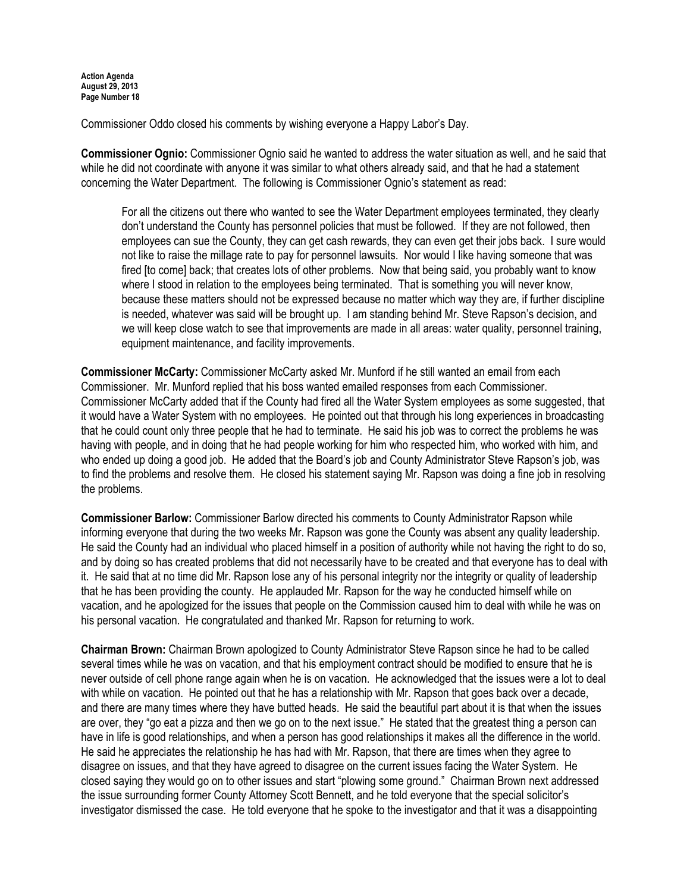Commissioner Oddo closed his comments by wishing everyone a Happy Labor's Day.

**Commissioner Ognio:** Commissioner Ognio said he wanted to address the water situation as well, and he said that while he did not coordinate with anyone it was similar to what others already said, and that he had a statement concerning the Water Department. The following is Commissioner Ognio's statement as read:

> For all the citizens out there who wanted to see the Water Department employees terminated, they clearly don't understand the County has personnel policies that must be followed. If they are not followed, then employees can sue the County, they can get cash rewards, they can even get their jobs back. I sure would not like to raise the millage rate to pay for personnel lawsuits. Nor would I like having someone that was fired [to come] back; that creates lots of other problems. Now that being said, you probably want to know where I stood in relation to the employees being terminated. That is something you will never know, because these matters should not be expressed because no matter which way they are, if further discipline is needed, whatever was said will be brought up. I am standing behind Mr. Steve Rapson's decision, and we will keep close watch to see that improvements are made in all areas: water quality, personnel training, equipment maintenance, and facility improvements.

**Commissioner McCarty:** Commissioner McCarty asked Mr. Munford if he still wanted an email from each Commissioner. Mr. Munford replied that his boss wanted emailed responses from each Commissioner. Commissioner McCarty added that if the County had fired all the Water System employees as some suggested, that it would have a Water System with no employees. He pointed out that through his long experiences in broadcasting that he could count only three people that he had to terminate. He said his job was to correct the problems he was having with people, and in doing that he had people working for him who respected him, who worked with him, and who ended up doing a good job. He added that the Board's job and County Administrator Steve Rapson's job, was to find the problems and resolve them. He closed his statement saying Mr. Rapson was doing a fine job in resolving the problems.

**Commissioner Barlow:** Commissioner Barlow directed his comments to County Administrator Rapson while informing everyone that during the two weeks Mr. Rapson was gone the County was absent any quality leadership. He said the County had an individual who placed himself in a position of authority while not having the right to do so, and by doing so has created problems that did not necessarily have to be created and that everyone has to deal with it. He said that at no time did Mr. Rapson lose any of his personal integrity nor the integrity or quality of leadership that he has been providing the county. He applauded Mr. Rapson for the way he conducted himself while on vacation, and he apologized for the issues that people on the Commission caused him to deal with while he was on his personal vacation. He congratulated and thanked Mr. Rapson for returning to work.

**Chairman Brown:** Chairman Brown apologized to County Administrator Steve Rapson since he had to be called several times while he was on vacation, and that his employment contract should be modified to ensure that he is never outside of cell phone range again when he is on vacation. He acknowledged that the issues were a lot to deal with while on vacation. He pointed out that he has a relationship with Mr. Rapson that goes back over a decade, and there are many times where they have butted heads. He said the beautiful part about it is that when the issues are over, they "go eat a pizza and then we go on to the next issue." He stated that the greatest thing a person can have in life is good relationships, and when a person has good relationships it makes all the difference in the world. He said he appreciates the relationship he has had with Mr. Rapson, that there are times when they agree to disagree on issues, and that they have agreed to disagree on the current issues facing the Water System. He closed saying they would go on to other issues and start "plowing some ground." Chairman Brown next addressed the issue surrounding former County Attorney Scott Bennett, and he told everyone that the special solicitor's investigator dismissed the case. He told everyone that he spoke to the investigator and that it was a disappointing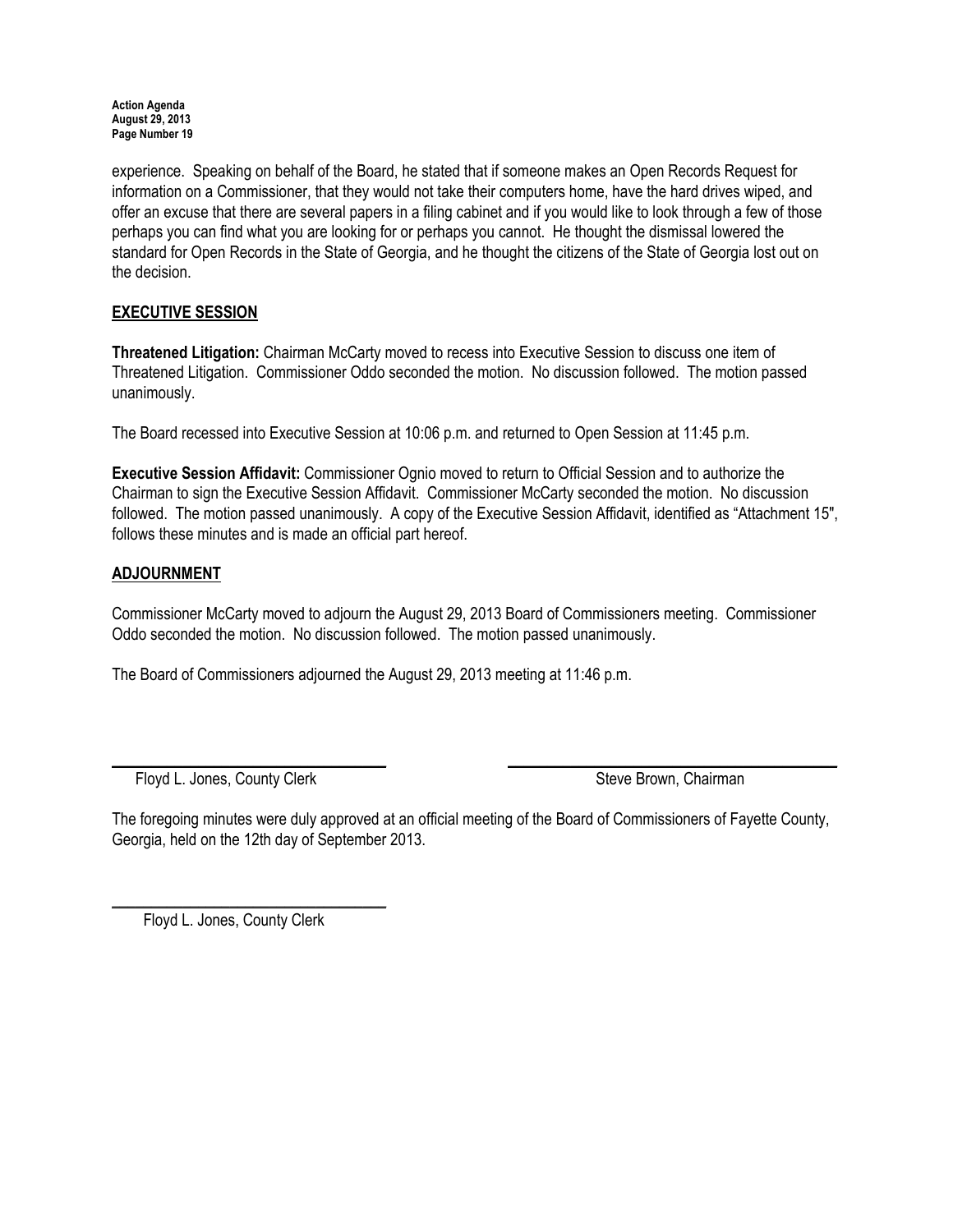experience. Speaking on behalf of the Board, he stated that if someone makes an Open Records Request for information on a Commissioner, that they would not take their computers home, have the hard drives wiped, and offer an excuse that there are several papers in a filing cabinet and if you would like to look through a few of those perhaps you can find what you are looking for or perhaps you cannot. He thought the dismissal lowered the standard for Open Records in the State of Georgia, and he thought the citizens of the State of Georgia lost out on the decision.

## EXECUTIVE SESSION

**Threatened Litigation:** Chairman McCarty moved to recess into Executive Session to discuss one item of Threatened Litigation. Commissioner Oddo seconded the motion. No discussion followed. The motion passed unanimously.

The Board recessed into Executive Session at 10:06 p.m. and returned to Open Session at 11:45 p.m.

**Executive Session Affidavit:** Commissioner Ognio moved to return to Official Session and to authorize the Chairman to sign the Executive Session Affidavit. Commissioner McCarty seconded the motion. No discussion followed. The motion passed unanimously. A copy of the Executive Session Affidavit, identified as "Attachment 15", follows these minutes and is made an official part hereof.

## ADJOURNMENT

Commissioner McCarty moved to adjourn the August 29, 2013 Board of Commissioners meeting. Commissioner Oddo seconded the motion. No discussion followed. The motion passed unanimously.

The Board of Commissioners adjourned the August 29, 2013 meeting at 11:46 p.m.

\_\_\_\_\_\_\_\_\_\_\_\_\_\_\_\_\_\_\_\_\_\_\_\_\_\_\_\_\_\_\_\_
Floyd L. Jones, County Clerk

\_\_\_\_\_\_\_\_\_\_\_\_\_\_\_\_\_\_\_\_\_\_\_\_\_\_\_\_\_\_\_\_
Steve Brown, Chairman

The foregoing minutes were duly approved at an official meeting of the Board of Commissioners of Fayette County, Georgia, held on the 12th day of September 2013.

\_\_\_\_\_\_\_\_\_\_\_\_\_\_\_\_\_\_\_\_\_\_\_\_\_\_\_\_\_\_\_\_
Floyd L. Jones, County Clerk